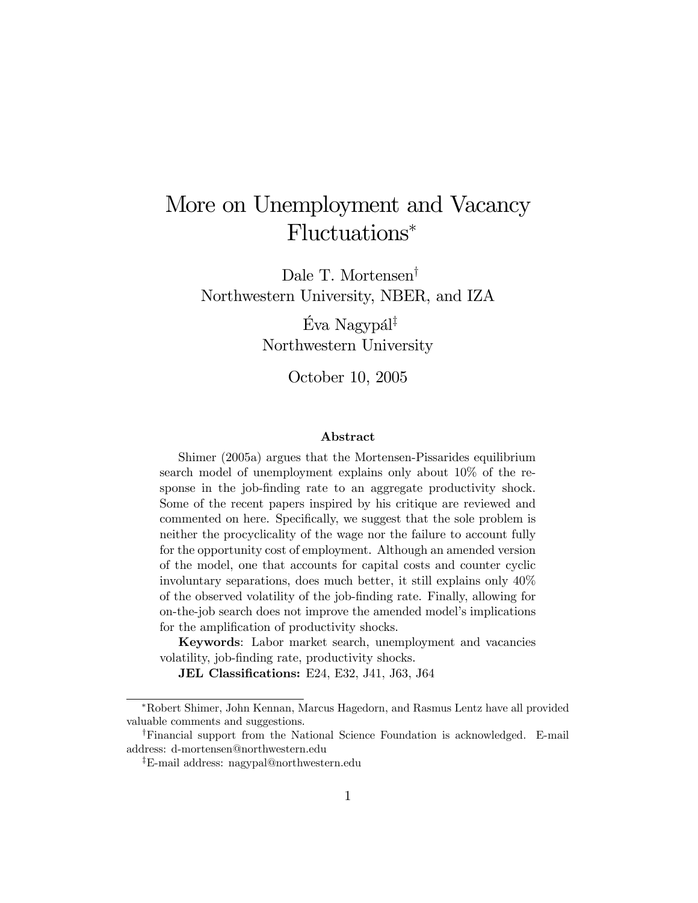# More on Unemployment and Vacancy Fluctuations*

Dale T. Mortensen[†]
Northwestern University, NBER, and IZA

Éva Nagypál[‡]
Northwestern University

October 10, 2005

### Abstract

Shimer (2005a) argues that the Mortensen-Pissarides equilibrium search model of unemployment explains only about 10% of the response in the job-finding rate to an aggregate productivity shock. Some of the recent papers inspired by his critique are reviewed and commented on here. Specifically, we suggest that the sole problem is neither the procyclicality of the wage nor the failure to account fully for the opportunity cost of employment. Although an amended version of the model, one that accounts for capital costs and counter cyclic involuntary separations, does much better, it still explains only 40% of the observed volatility of the job-finding rate. Finally, allowing for on-the-job search does not improve the amended model's implications for the amplification of productivity shocks.

**Keywords**: Labor market search, unemployment and vacancies volatility, job-finding rate, productivity shocks.

**JEL Classifications:** E24, E32, J41, J63, J64

---

*Robert Shimer, John Kennan, Marcus Hagedorn, and Rasmus Lentz have all provided valuable comments and suggestions.

[†]Financial support from the National Science Foundation is acknowledged. E-mail address: d-mortensen@northwestern.edu

[‡]E-mail address: nagypal@northwestern.edu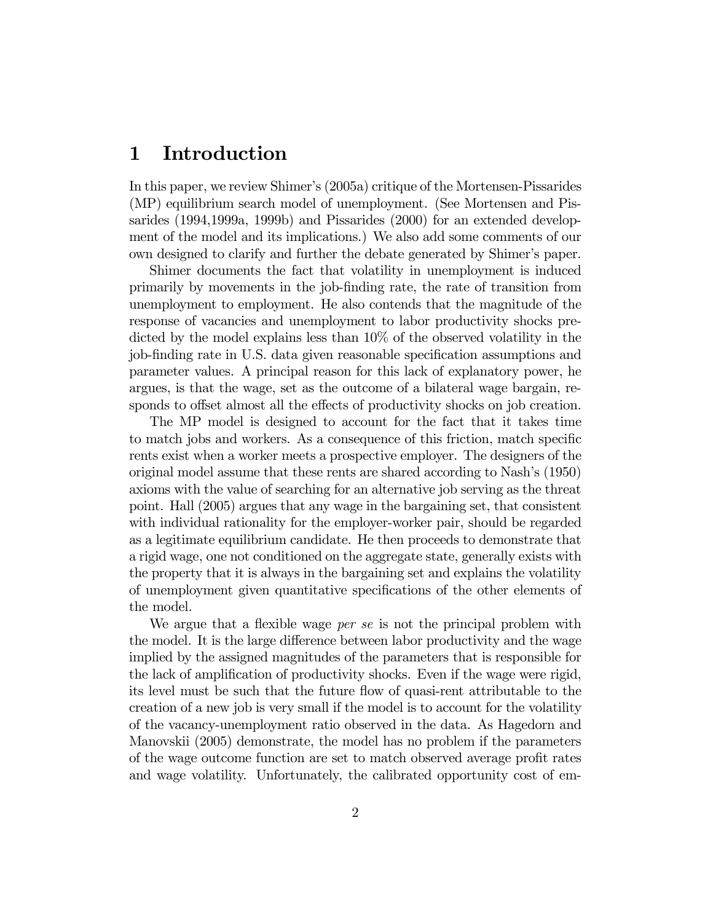# 1 Introduction

In this paper, we review Shimer's (2005a) critique of the Mortensen-Pissarides (MP) equilibrium search model of unemployment. (See Mortensen and Pissarides (1994,1999a, 1999b) and Pissarides (2000) for an extended development of the model and its implications.) We also add some comments of our own designed to clarify and further the debate generated by Shimer's paper.

Shimer documents the fact that volatility in unemployment is induced primarily by movements in the job-finding rate, the rate of transition from unemployment to employment. He also contends that the magnitude of the response of vacancies and unemployment to labor productivity shocks predicted by the model explains less than 10% of the observed volatility in the job-finding rate in U.S. data given reasonable specification assumptions and parameter values. A principal reason for this lack of explanatory power, he argues, is that the wage, set as the outcome of a bilateral wage bargain, responds to offset almost all the effects of productivity shocks on job creation.

The MP model is designed to account for the fact that it takes time to match jobs and workers. As a consequence of this friction, match specific rents exist when a worker meets a prospective employer. The designers of the original model assume that these rents are shared according to Nash's (1950) axioms with the value of searching for an alternative job serving as the threat point. Hall (2005) argues that any wage in the bargaining set, that consistent with individual rationality for the employer-worker pair, should be regarded as a legitimate equilibrium candidate. He then proceeds to demonstrate that a rigid wage, one not conditioned on the aggregate state, generally exists with the property that it is always in the bargaining set and explains the volatility of unemployment given quantitative specifications of the other elements of the model.

We argue that a flexible wage *per se* is not the principal problem with the model. It is the large difference between labor productivity and the wage implied by the assigned magnitudes of the parameters that is responsible for the lack of amplification of productivity shocks. Even if the wage were rigid, its level must be such that the future flow of quasi-rent attributable to the creation of a new job is very small if the model is to account for the volatility of the vacancy-unemployment ratio observed in the data. As Hagedorn and Manovskii (2005) demonstrate, the model has no problem if the parameters of the wage outcome function are set to match observed average profit rates and wage volatility. Unfortunately, the calibrated opportunity cost of em-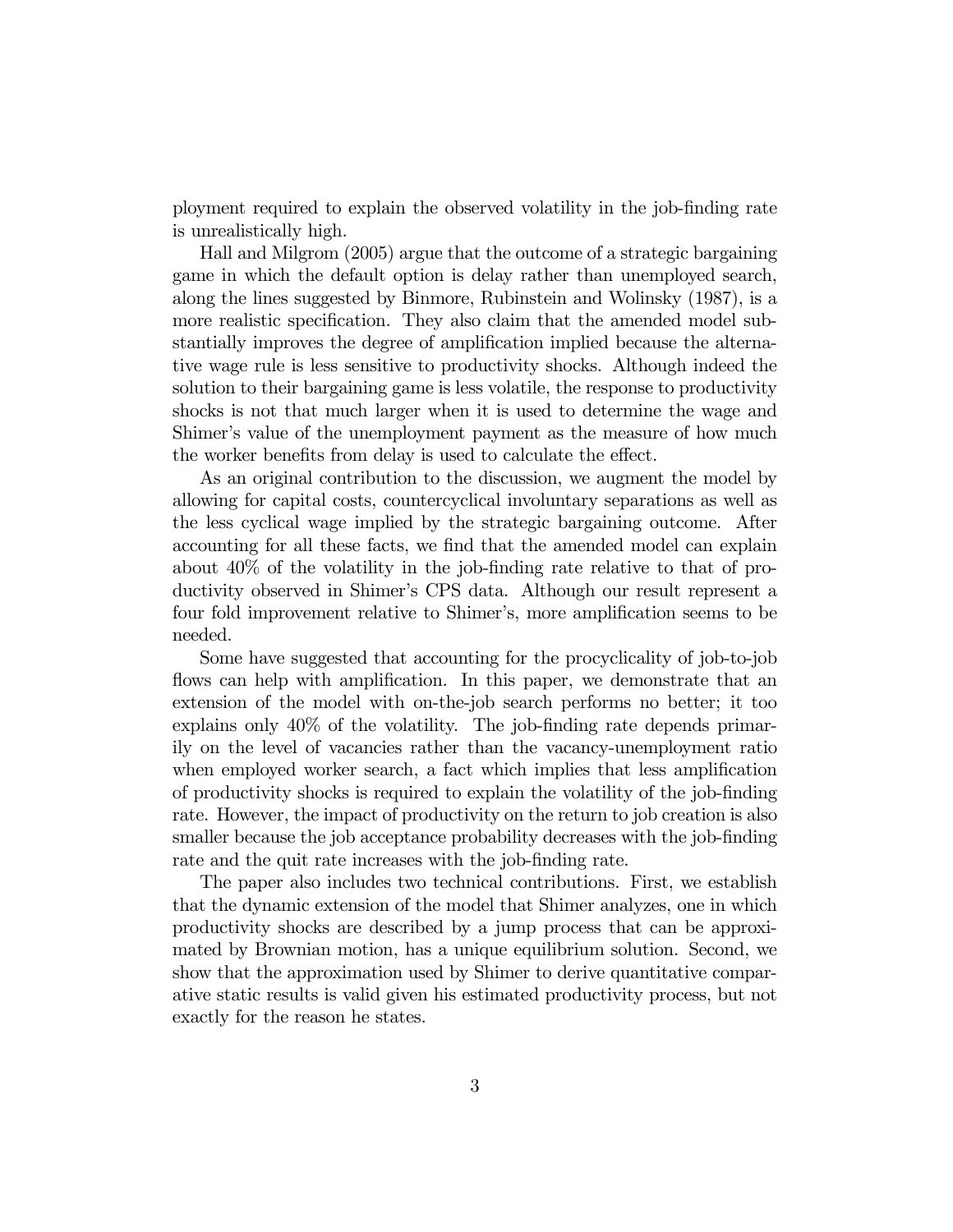ployment required to explain the observed volatility in the job-finding rate is unrealistically high.

Hall and Milgrom (2005) argue that the outcome of a strategic bargaining game in which the default option is delay rather than unemployed search, along the lines suggested by Binmore, Rubinstein and Wolinsky (1987), is a more realistic specification. They also claim that the amended model substantially improves the degree of amplification implied because the alternative wage rule is less sensitive to productivity shocks. Although indeed the solution to their bargaining game is less volatile, the response to productivity shocks is not that much larger when it is used to determine the wage and Shimer's value of the unemployment payment as the measure of how much the worker benefits from delay is used to calculate the effect.

As an original contribution to the discussion, we augment the model by allowing for capital costs, countercyclical involuntary separations as well as the less cyclical wage implied by the strategic bargaining outcome. After accounting for all these facts, we find that the amended model can explain about 40% of the volatility in the job-finding rate relative to that of productivity observed in Shimer's CPS data. Although our result represent a four fold improvement relative to Shimer's, more amplification seems to be needed.

Some have suggested that accounting for the procyclicality of job-to-job flows can help with amplification. In this paper, we demonstrate that an extension of the model with on-the-job search performs no better; it too explains only 40% of the volatility. The job-finding rate depends primarily on the level of vacancies rather than the vacancy-unemployment ratio when employed worker search, a fact which implies that less amplification of productivity shocks is required to explain the volatility of the job-finding rate. However, the impact of productivity on the return to job creation is also smaller because the job acceptance probability decreases with the job-finding rate and the quit rate increases with the job-finding rate.

The paper also includes two technical contributions. First, we establish that the dynamic extension of the model that Shimer analyzes, one in which productivity shocks are described by a jump process that can be approximated by Brownian motion, has a unique equilibrium solution. Second, we show that the approximation used by Shimer to derive quantitative comparative static results is valid given his estimated productivity process, but not exactly for the reason he states.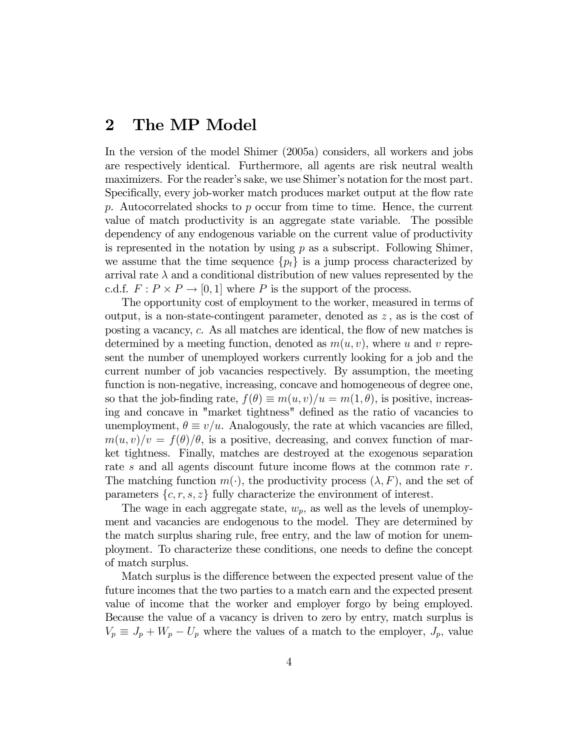## 2 The MP Model

In the version of the model Shimer (2005a) considers, all workers and jobs are respectively identical. Furthermore, all agents are risk neutral wealth maximizers. For the reader's sake, we use Shimer's notation for the most part. Specifically, every job-worker match produces market output at the flow rate $p$. Autocorrelated shocks to $p$ occur from time to time. Hence, the current value of match productivity is an aggregate state variable. The possible dependency of any endogenous variable on the current value of productivity is represented in the notation by using $p$ as a subscript. Following Shimer, we assume that the time sequence $\{p_t\}$ is a jump process characterized by arrival rate $\lambda$ and a conditional distribution of new values represented by the c.d.f. $F : P \times P \to [0, 1]$ where $P$ is the support of the process.

The opportunity cost of employment to the worker, measured in terms of output, is a non-state-contingent parameter, denoted as $z$ , as is the cost of posting a vacancy, $c$. As all matches are identical, the flow of new matches is determined by a meeting function, denoted as $m(u, v)$, where $u$ and $v$ represent the number of unemployed workers currently looking for a job and the current number of job vacancies respectively. By assumption, the meeting function is non-negative, increasing, concave and homogeneous of degree one, so that the job-finding rate, $f(\theta) \equiv m(u, v)/u = m(1, \theta)$, is positive, increasing and concave in "market tightness" defined as the ratio of vacancies to unemployment, $\theta \equiv v/u$. Analogously, the rate at which vacancies are filled, $m(u, v)/v = f(\theta)/\theta$, is a positive, decreasing, and convex function of market tightness. Finally, matches are destroyed at the exogenous separation rate $s$ and all agents discount future income flows at the common rate $r$. The matching function $m(\cdot)$, the productivity process $(\lambda, F)$, and the set of parameters $\{c, r, s, z\}$ fully characterize the environment of interest.

The wage in each aggregate state, $w_p$, as well as the levels of unemployment and vacancies are endogenous to the model. They are determined by the match surplus sharing rule, free entry, and the law of motion for unemployment. To characterize these conditions, one needs to define the concept of match surplus.

Match surplus is the difference between the expected present value of the future incomes that the two parties to a match earn and the expected present value of income that the worker and employer forgo by being employed. Because the value of a vacancy is driven to zero by entry, match surplus is $V_p \equiv J_p + W_p - U_p$ where the values of a match to the employer, $J_p$, value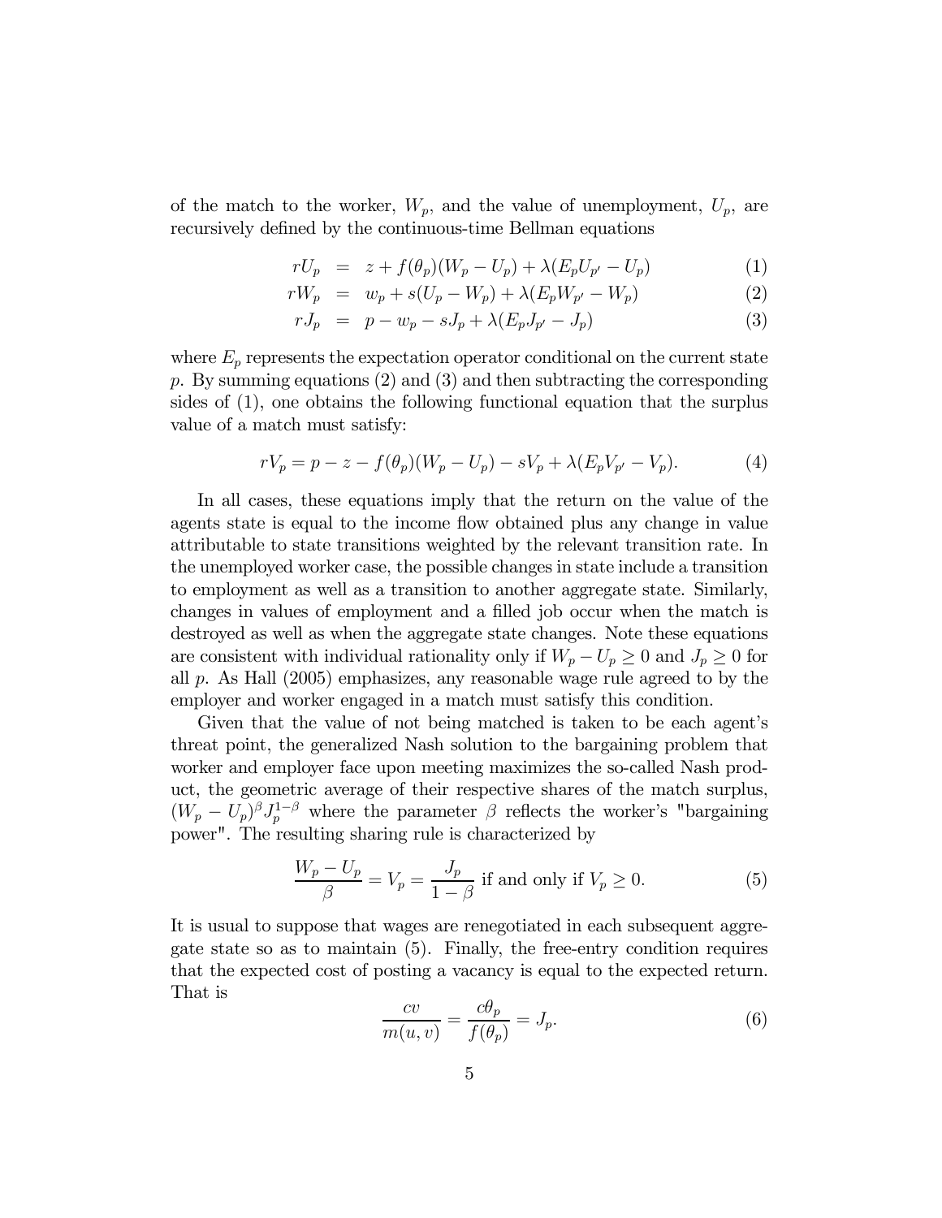of the match to the worker, $W_p$, and the value of unemployment, $U_p$, are recursively defined by the continuous-time Bellman equations

$$rU_p = z + f(\theta_p)(W_p - U_p) + \lambda(E_p U_{p'} - U_p) \tag{1}$$

$$rW_p = w_p + s(U_p - W_p) + \lambda(E_p W_{p'} - W_p) \tag{2}$$

$$rJ_p = p - w_p - sJ_p + \lambda(E_p J_{p'} - J_p) \tag{3}$$

where $E_p$ represents the expectation operator conditional on the current state $p$. By summing equations (2) and (3) and then subtracting the corresponding sides of (1), one obtains the following functional equation that the surplus value of a match must satisfy:

$$rV_p = p - z - f(\theta_p)(W_p - U_p) - sV_p + \lambda(E_p V_{p'} - V_p). \tag{4}$$

In all cases, these equations imply that the return on the value of the agents state is equal to the income flow obtained plus any change in value attributable to state transitions weighted by the relevant transition rate. In the unemployed worker case, the possible changes in state include a transition to employment as well as a transition to another aggregate state. Similarly, changes in values of employment and a filled job occur when the match is destroyed as well as when the aggregate state changes. Note these equations are consistent with individual rationality only if $W_p - U_p \geq 0$ and $J_p \geq 0$ for all $p$. As Hall (2005) emphasizes, any reasonable wage rule agreed to by the employer and worker engaged in a match must satisfy this condition.

Given that the value of not being matched is taken to be each agent's threat point, the generalized Nash solution to the bargaining problem that worker and employer face upon meeting maximizes the so-called Nash product, the geometric average of their respective shares of the match surplus, $(W_p - U_p)^\beta J_p^{1-\beta}$ where the parameter $\beta$ reflects the worker's "bargaining power". The resulting sharing rule is characterized by

$$\frac{W_p - U_p}{\beta} = V_p = \frac{J_p}{1-\beta} \text{ if and only if } V_p \geq 0. \tag{5}$$

It is usual to suppose that wages are renegotiated in each subsequent aggregate state so as to maintain (5). Finally, the free-entry condition requires that the expected cost of posting a vacancy is equal to the expected return. That is

$$\frac{cv}{m(u,v)} = \frac{c\theta_p}{f(\theta_p)} = J_p. \tag{6}$$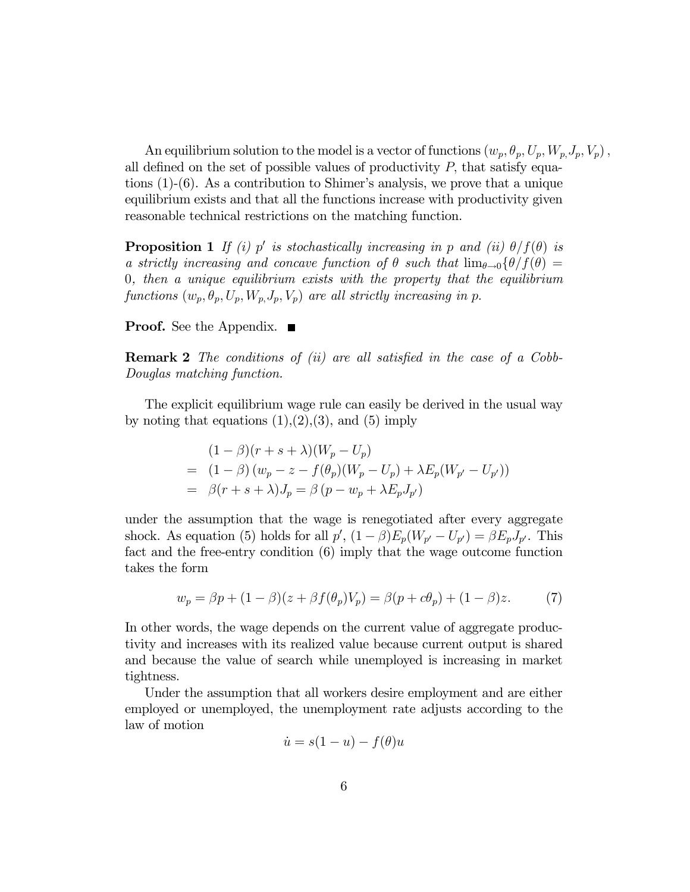An equilibrium solution to the model is a vector of functions $(w_p, \theta_p, U_p, W_p, J_p, V_p)$, all defined on the set of possible values of productivity $P$, that satisfy equations (1)-(6). As a contribution to Shimer's analysis, we prove that a unique equilibrium exists and that all the functions increase with productivity given reasonable technical restrictions on the matching function.

**Proposition 1** *If (i) $p'$ is stochastically increasing in $p$ and (ii) $\theta/f(\theta)$ is a strictly increasing and concave function of $\theta$ such that $\lim_{\theta \to 0}\{\theta/f(\theta) = 0$, then a unique equilibrium exists with the property that the equilibrium functions $(w_p, \theta_p, U_p, W_p, J_p, V_p)$ are all strictly increasing in $p$.*

**Proof.** See the Appendix. ■

**Remark 2** *The conditions of (ii) are all satisfied in the case of a Cobb-Douglas matching function.*

The explicit equilibrium wage rule can easily be derived in the usual way by noting that equations (1),(2),(3), and (5) imply

$$
\begin{aligned}
& (1-\beta)(r+s+\lambda)(W_p - U_p) \\
= \; & (1-\beta)\left(w_p - z - f(\theta_p)(W_p - U_p) + \lambda E_p(W_{p'} - U_{p'})\right) \\
= \; & \beta(r+s+\lambda)J_p = \beta\left(p - w_p + \lambda E_p J_{p'}\right)
\end{aligned}
$$

under the assumption that the wage is renegotiated after every aggregate shock. As equation (5) holds for all $p'$, $(1-\beta)E_p(W_{p'} - U_{p'}) = \beta E_p J_{p'}$. This fact and the free-entry condition (6) imply that the wage outcome function takes the form

$$
w_p = \beta p + (1-\beta)(z + \beta f(\theta_p)V_p) = \beta(p + c\theta_p) + (1-\beta)z. \tag{7}
$$

In other words, the wage depends on the current value of aggregate productivity and increases with its realized value because current output is shared and because the value of search while unemployed is increasing in market tightness.

Under the assumption that all workers desire employment and are either employed or unemployed, the unemployment rate adjusts according to the law of motion

$$
\dot{u} = s(1-u) - f(\theta)u
$$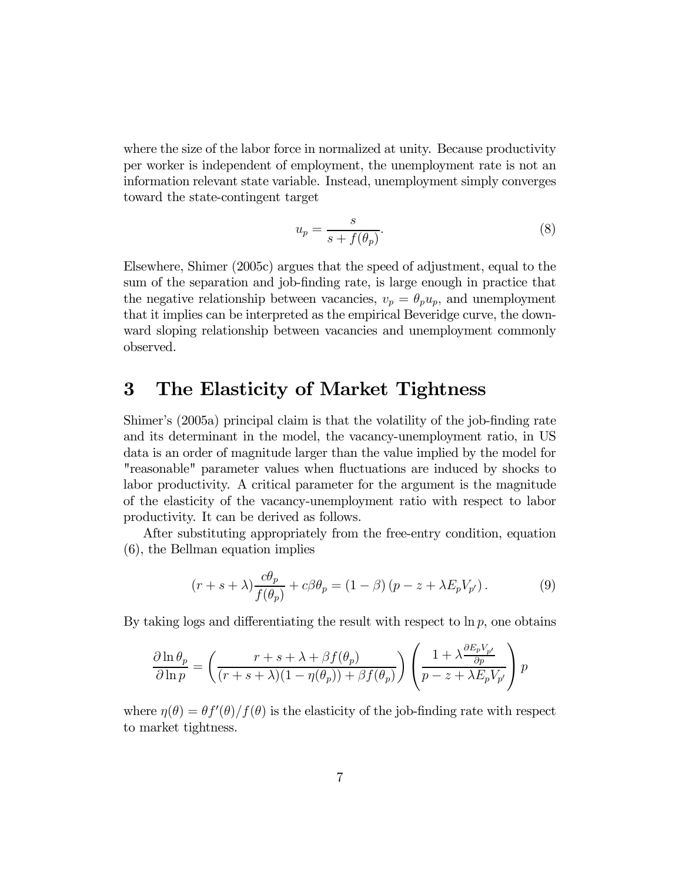where the size of the labor force in normalized at unity. Because productivity per worker is independent of employment, the unemployment rate is not an information relevant state variable. Instead, unemployment simply converges toward the state-contingent target

$$u_p = \frac{s}{s + f(\theta_p)}. \tag{8}$$

Elsewhere, Shimer (2005c) argues that the speed of adjustment, equal to the sum of the separation and job-finding rate, is large enough in practice that the negative relationship between vacancies, $v_p = \theta_p u_p$, and unemployment that it implies can be interpreted as the empirical Beveridge curve, the downward sloping relationship between vacancies and unemployment commonly observed.

# 3 The Elasticity of Market Tightness

Shimer's (2005a) principal claim is that the volatility of the job-finding rate and its determinant in the model, the vacancy-unemployment ratio, in US data is an order of magnitude larger than the value implied by the model for "reasonable" parameter values when fluctuations are induced by shocks to labor productivity. A critical parameter for the argument is the magnitude of the elasticity of the vacancy-unemployment ratio with respect to labor productivity. It can be derived as follows.

After substituting appropriately from the free-entry condition, equation (6), the Bellman equation implies

$$(r + s + \lambda)\frac{c\theta_p}{f(\theta_p)} + c\beta\theta_p = (1 - \beta)\left(p - z + \lambda E_p V_{p'}\right). \tag{9}$$

By taking logs and differentiating the result with respect to $\ln p$, one obtains

$$\frac{\partial \ln \theta_p}{\partial \ln p} = \left(\frac{r + s + \lambda + \beta f(\theta_p)}{(r + s + \lambda)(1 - \eta(\theta_p)) + \beta f(\theta_p)}\right)\left(\frac{1 + \lambda \frac{\partial E_p V_{p'}}{\partial p}}{p - z + \lambda E_p V_{p'}}\right) p$$

where $\eta(\theta) = \theta f'(\theta)/f(\theta)$ is the elasticity of the job-finding rate with respect to market tightness.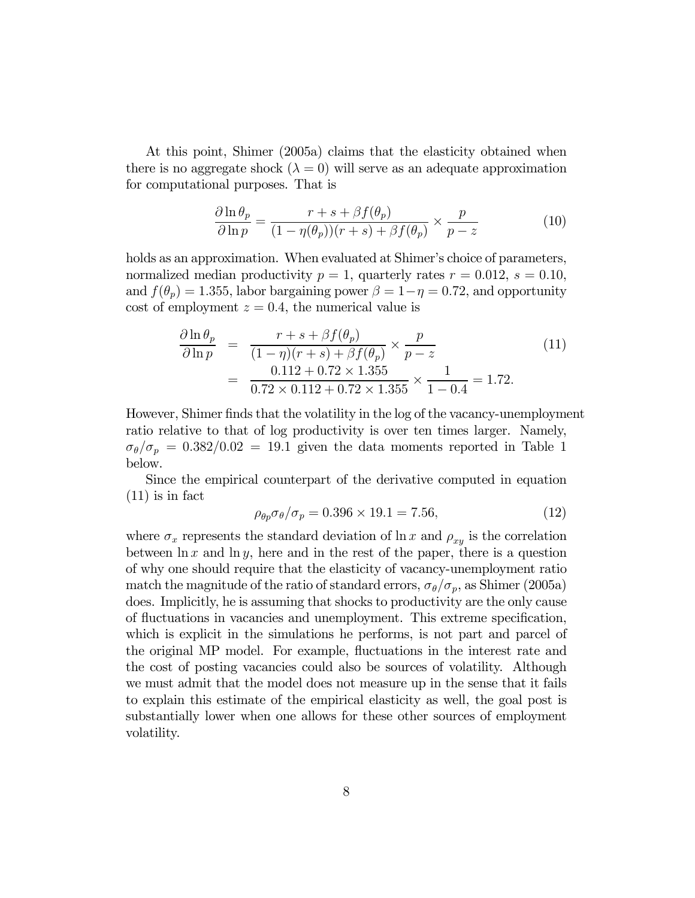At this point, Shimer (2005a) claims that the elasticity obtained when there is no aggregate shock ($\lambda = 0$) will serve as an adequate approximation for computational purposes. That is

$$\frac{\partial \ln \theta_p}{\partial \ln p} = \frac{r + s + \beta f(\theta_p)}{(1 - \eta(\theta_p))(r + s) + \beta f(\theta_p)} \times \frac{p}{p - z} \tag{10}$$

holds as an approximation. When evaluated at Shimer's choice of parameters, normalized median productivity $p = 1$, quarterly rates $r = 0.012$, $s = 0.10$, and $f(\theta_p) = 1.355$, labor bargaining power $\beta = 1 - \eta = 0.72$, and opportunity cost of employment $z = 0.4$, the numerical value is

$$\begin{aligned} \frac{\partial \ln \theta_p}{\partial \ln p} &= \frac{r + s + \beta f(\theta_p)}{(1 - \eta)(r + s) + \beta f(\theta_p)} \times \frac{p}{p - z} \\ &= \frac{0.112 + 0.72 \times 1.355}{0.72 \times 0.112 + 0.72 \times 1.355} \times \frac{1}{1 - 0.4} = 1.72. \end{aligned} \tag{11}$$

However, Shimer finds that the volatility in the log of the vacancy-unemployment ratio relative to that of log productivity is over ten times larger. Namely, $\sigma_\theta / \sigma_p = 0.382/0.02 = 19.1$ given the data moments reported in Table 1 below.

Since the empirical counterpart of the derivative computed in equation (11) is in fact

$$\rho_{\theta p} \sigma_\theta / \sigma_p = 0.396 \times 19.1 = 7.56, \tag{12}$$

where $\sigma_x$ represents the standard deviation of $\ln x$ and $\rho_{xy}$ is the correlation between $\ln x$ and $\ln y$, here and in the rest of the paper, there is a question of why one should require that the elasticity of vacancy-unemployment ratio match the magnitude of the ratio of standard errors, $\sigma_\theta / \sigma_p$, as Shimer (2005a) does. Implicitly, he is assuming that shocks to productivity are the only cause of fluctuations in vacancies and unemployment. This extreme specification, which is explicit in the simulations he performs, is not part and parcel of the original MP model. For example, fluctuations in the interest rate and the cost of posting vacancies could also be sources of volatility. Although we must admit that the model does not measure up in the sense that it fails to explain this estimate of the empirical elasticity as well, the goal post is substantially lower when one allows for these other sources of employment volatility.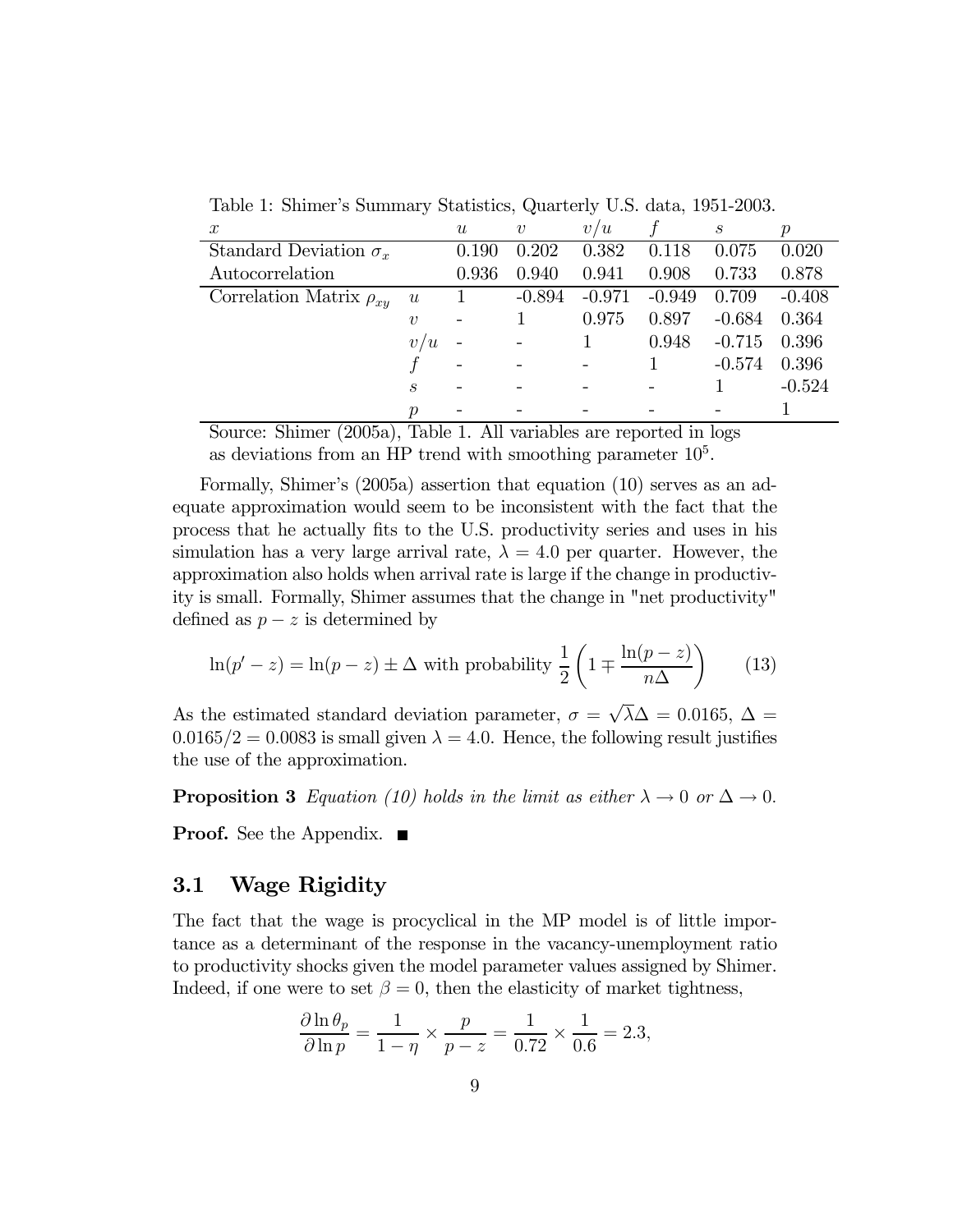Table 1: Shimer's Summary Statistics, Quarterly U.S. data, 1951-2003.

| $x$ | | $u$ | $v$ | $v/u$ | $f$ | $s$ | $p$ |
|---|---|---|---|---|---|---|---|
| Standard Deviation $\sigma_x$ | | 0.190 | 0.202 | 0.382 | 0.118 | 0.075 | 0.020 |
| Autocorrelation | | 0.936 | 0.940 | 0.941 | 0.908 | 0.733 | 0.878 |
| Correlation Matrix $\rho_{xy}$ | $u$ | 1 | -0.894 | -0.971 | -0.949 | 0.709 | -0.408 |
| | $v$ | - | 1 | 0.975 | 0.897 | -0.684 | 0.364 |
| | $v/u$ | - | - | 1 | 0.948 | -0.715 | 0.396 |
| | $f$ | - | - | - | 1 | -0.574 | 0.396 |
| | $s$ | - | - | - | - | 1 | -0.524 |
| | $p$ | - | - | - | - | - | 1 |

Source: Shimer (2005a), Table 1. All variables are reported in logs as deviations from an HP trend with smoothing parameter $10^5$.

Formally, Shimer's (2005a) assertion that equation (10) serves as an adequate approximation would seem to be inconsistent with the fact that the process that he actually fits to the U.S. productivity series and uses in his simulation has a very large arrival rate, $\lambda = 4.0$ per quarter. However, the approximation also holds when arrival rate is large if the change in productivity is small. Formally, Shimer assumes that the change in "net productivity" defined as $p - z$ is determined by

$$\ln(p' - z) = \ln(p - z) \pm \Delta \text{ with probability } \frac{1}{2}\left(1 \mp \frac{\ln(p - z)}{n\Delta}\right) \qquad (13)$$

As the estimated standard deviation parameter, $\sigma = \sqrt{\lambda}\Delta = 0.0165$, $\Delta = 0.0165/2 = 0.0083$ is small given $\lambda = 4.0$. Hence, the following result justifies the use of the approximation.

**Proposition 3** *Equation (10) holds in the limit as either $\lambda \to 0$ or $\Delta \to 0$.*

**Proof.** See the Appendix. ∎

## 3.1 Wage Rigidity

The fact that the wage is procyclical in the MP model is of little importance as a determinant of the response in the vacancy-unemployment ratio to productivity shocks given the model parameter values assigned by Shimer. Indeed, if one were to set $\beta = 0$, then the elasticity of market tightness,

$$\frac{\partial \ln \theta_p}{\partial \ln p} = \frac{1}{1 - \eta} \times \frac{p}{p - z} = \frac{1}{0.72} \times \frac{1}{0.6} = 2.3,$$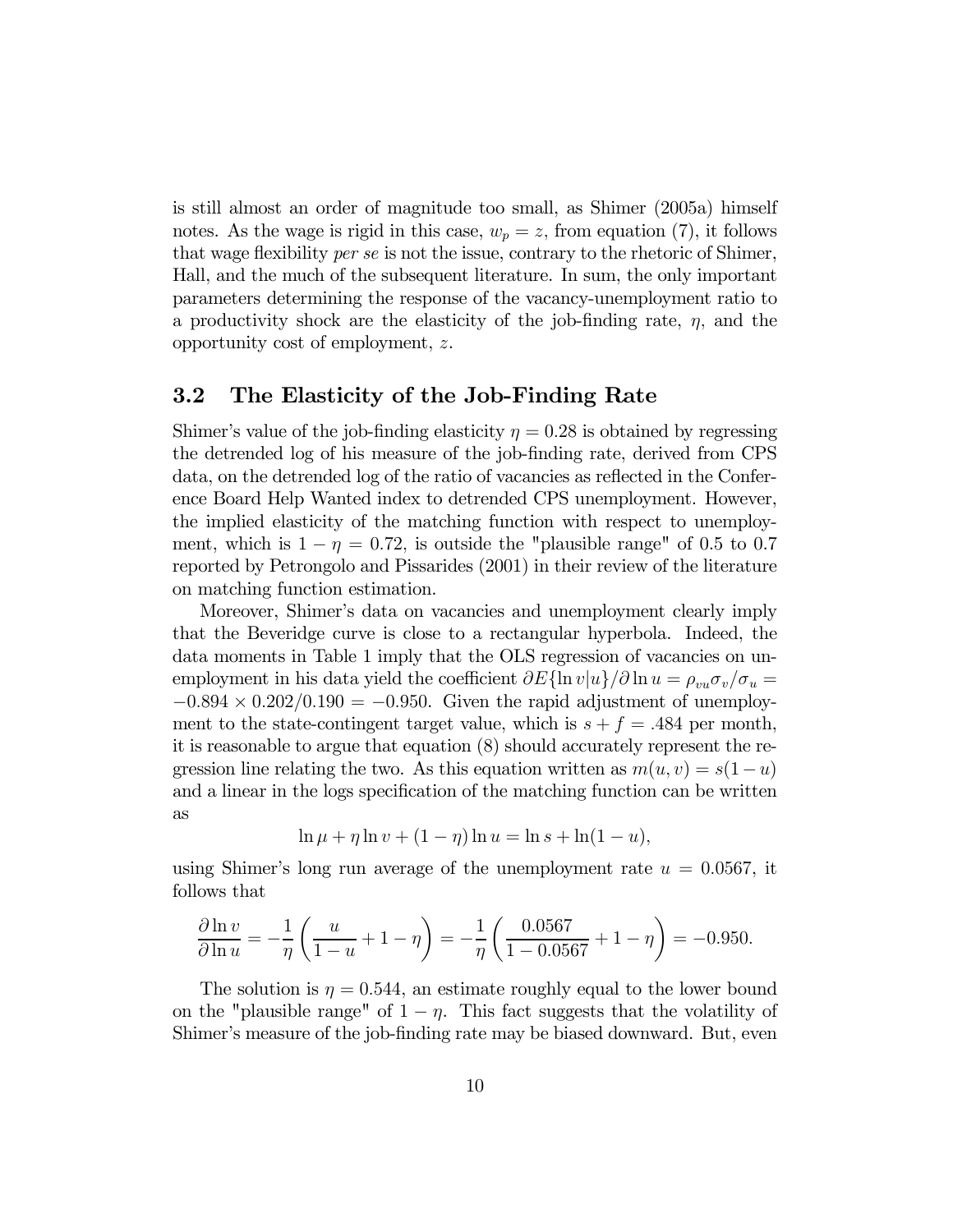is still almost an order of magnitude too small, as Shimer (2005a) himself notes. As the wage is rigid in this case, $w_p = z$, from equation (7), it follows that wage flexibility *per se* is not the issue, contrary to the rhetoric of Shimer, Hall, and the much of the subsequent literature. In sum, the only important parameters determining the response of the vacancy-unemployment ratio to a productivity shock are the elasticity of the job-finding rate, $\eta$, and the opportunity cost of employment, $z$.

### 3.2 The Elasticity of the Job-Finding Rate

Shimer's value of the job-finding elasticity $\eta = 0.28$ is obtained by regressing the detrended log of his measure of the job-finding rate, derived from CPS data, on the detrended log of the ratio of vacancies as reflected in the Conference Board Help Wanted index to detrended CPS unemployment. However, the implied elasticity of the matching function with respect to unemployment, which is $1 - \eta = 0.72$, is outside the "plausible range" of 0.5 to 0.7 reported by Petrongolo and Pissarides (2001) in their review of the literature on matching function estimation.

Moreover, Shimer's data on vacancies and unemployment clearly imply that the Beveridge curve is close to a rectangular hyperbola. Indeed, the data moments in Table 1 imply that the OLS regression of vacancies on unemployment in his data yield the coefficient $\partial E\{\ln v|u\}/\partial \ln u = \rho_{vu}\sigma_v/\sigma_u = -0.894 \times 0.202/0.190 = -0.950$. Given the rapid adjustment of unemployment to the state-contingent target value, which is $s + f = .484$ per month, it is reasonable to argue that equation (8) should accurately represent the regression line relating the two. As this equation written as $m(u, v) = s(1 - u)$ and a linear in the logs specification of the matching function can be written as

$$\ln \mu + \eta \ln v + (1 - \eta) \ln u = \ln s + \ln(1 - u),$$

using Shimer's long run average of the unemployment rate $u = 0.0567$, it follows that

$$\frac{\partial \ln v}{\partial \ln u} = -\frac{1}{\eta}\left(\frac{u}{1-u} + 1 - \eta\right) = -\frac{1}{\eta}\left(\frac{0.0567}{1 - 0.0567} + 1 - \eta\right) = -0.950.$$

The solution is $\eta = 0.544$, an estimate roughly equal to the lower bound on the "plausible range" of $1 - \eta$. This fact suggests that the volatility of Shimer's measure of the job-finding rate may be biased downward. But, even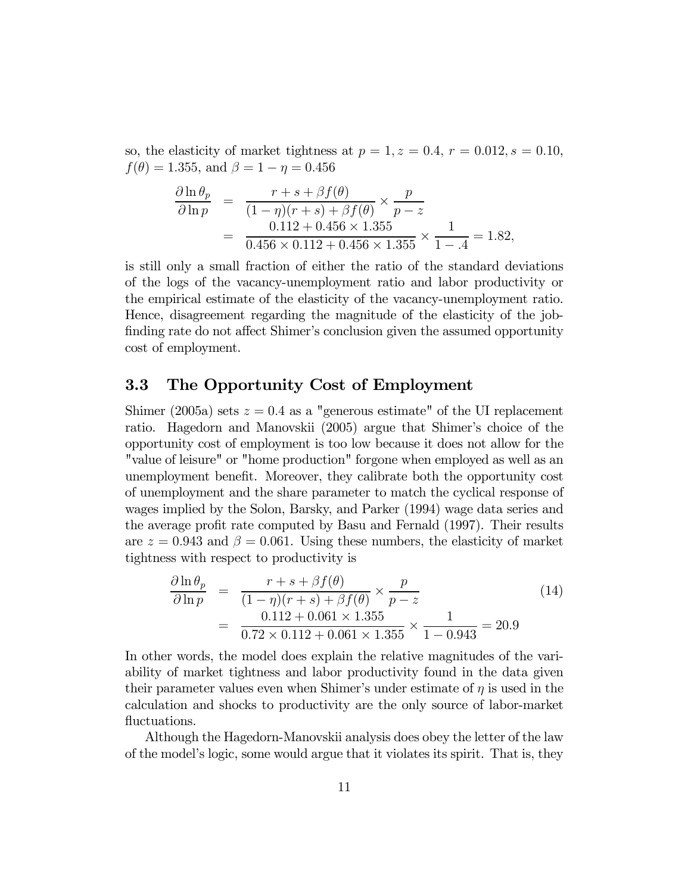so, the elasticity of market tightness at $p = 1, z = 0.4, r = 0.012, s = 0.10, f(\theta) = 1.355$, and $\beta = 1 - \eta = 0.456$

$$\begin{aligned}
\frac{\partial \ln \theta_p}{\partial \ln p} &= \frac{r + s + \beta f(\theta)}{(1-\eta)(r+s) + \beta f(\theta)} \times \frac{p}{p - z} \\
&= \frac{0.112 + 0.456 \times 1.355}{0.456 \times 0.112 + 0.456 \times 1.355} \times \frac{1}{1 - .4} = 1.82,
\end{aligned}$$

is still only a small fraction of either the ratio of the standard deviations of the logs of the vacancy-unemployment ratio and labor productivity or the empirical estimate of the elasticity of the vacancy-unemployment ratio. Hence, disagreement regarding the magnitude of the elasticity of the job-finding rate do not affect Shimer's conclusion given the assumed opportunity cost of employment.

## 3.3 The Opportunity Cost of Employment

Shimer (2005a) sets $z = 0.4$ as a "generous estimate" of the UI replacement ratio. Hagedorn and Manovskii (2005) argue that Shimer's choice of the opportunity cost of employment is too low because it does not allow for the "value of leisure" or "home production" forgone when employed as well as an unemployment benefit. Moreover, they calibrate both the opportunity cost of unemployment and the share parameter to match the cyclical response of wages implied by the Solon, Barsky, and Parker (1994) wage data series and the average profit rate computed by Basu and Fernald (1997). Their results are $z = 0.943$ and $\beta = 0.061$. Using these numbers, the elasticity of market tightness with respect to productivity is

$$\begin{aligned}
\frac{\partial \ln \theta_p}{\partial \ln p} &= \frac{r + s + \beta f(\theta)}{(1-\eta)(r+s) + \beta f(\theta)} \times \frac{p}{p - z} \\
&= \frac{0.112 + 0.061 \times 1.355}{0.72 \times 0.112 + 0.061 \times 1.355} \times \frac{1}{1 - 0.943} = 20.9
\end{aligned} \tag{14}$$

In other words, the model does explain the relative magnitudes of the variability of market tightness and labor productivity found in the data given their parameter values even when Shimer's under estimate of $\eta$ is used in the calculation and shocks to productivity are the only source of labor-market fluctuations.

Although the Hagedorn-Manovskii analysis does obey the letter of the law of the model's logic, some would argue that it violates its spirit. That is, they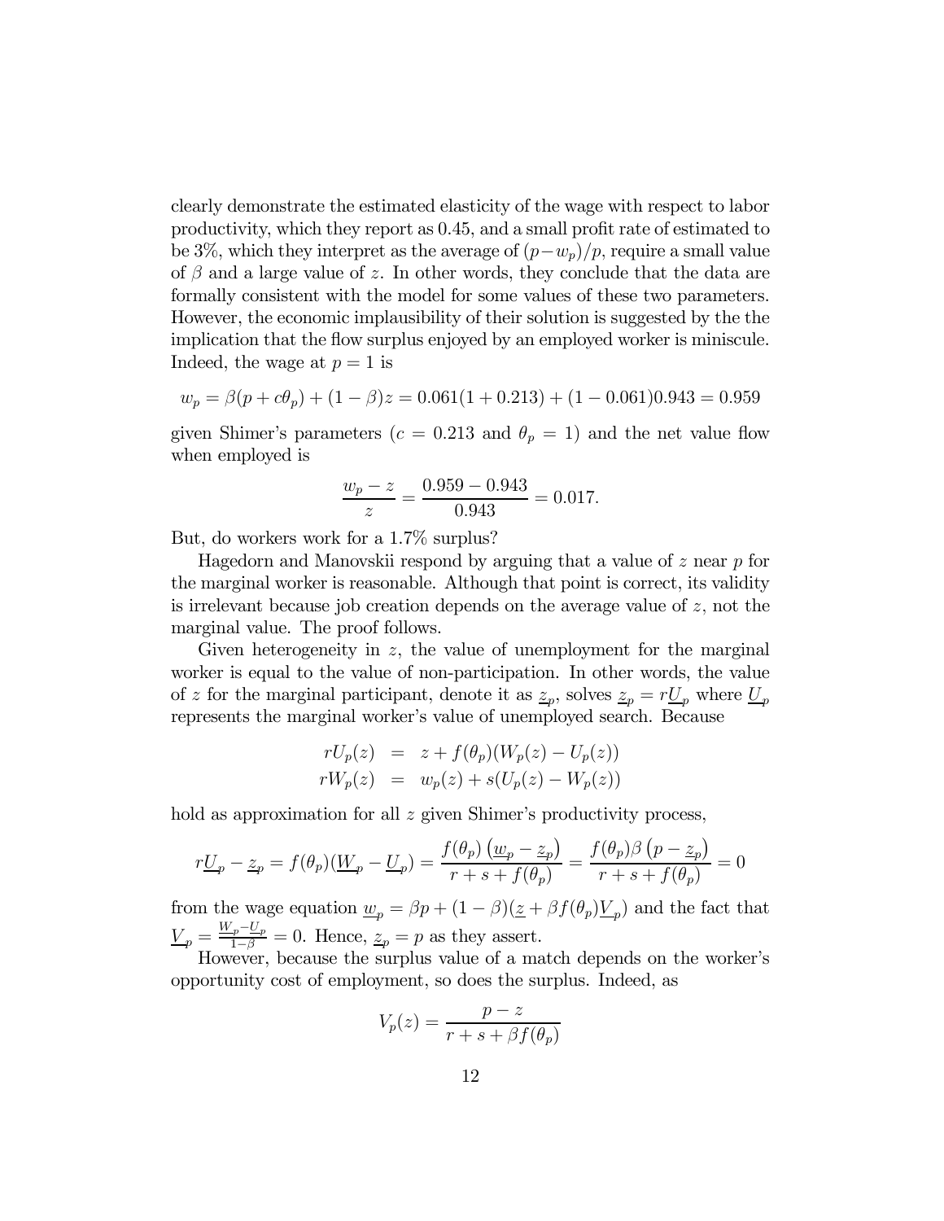clearly demonstrate the estimated elasticity of the wage with respect to labor productivity, which they report as 0.45, and a small profit rate of estimated to be 3%, which they interpret as the average of $(p - w_p)/p$, require a small value of $\beta$ and a large value of $z$. In other words, they conclude that the data are formally consistent with the model for some values of these two parameters. However, the economic implausibility of their solution is suggested by the the implication that the flow surplus enjoyed by an employed worker is miniscule. Indeed, the wage at $p = 1$ is

$$w_p = \beta(p + c\theta_p) + (1 - \beta)z = 0.061(1 + 0.213) + (1 - 0.061)0.943 = 0.959$$

given Shimer's parameters ($c = 0.213$ and $\theta_p = 1$) and the net value flow when employed is

$$\frac{w_p - z}{z} = \frac{0.959 - 0.943}{0.943} = 0.017.$$

But, do workers work for a 1.7% surplus?

Hagedorn and Manovskii respond by arguing that a value of $z$ near $p$ for the marginal worker is reasonable. Although that point is correct, its validity is irrelevant because job creation depends on the average value of $z$, not the marginal value. The proof follows.

Given heterogeneity in $z$, the value of unemployment for the marginal worker is equal to the value of non-participation. In other words, the value of $z$ for the marginal participant, denote it as $\underline{z}_p$, solves $\underline{z}_p = r\underline{U}_p$ where $\underline{U}_p$ represents the marginal worker's value of unemployed search. Because

$$\begin{aligned} rU_p(z) &= z + f(\theta_p)(W_p(z) - U_p(z)) \\ rW_p(z) &= w_p(z) + s(U_p(z) - W_p(z)) \end{aligned}$$

hold as approximation for all $z$ given Shimer's productivity process,

$$r\underline{U}_p - \underline{z}_p = f(\theta_p)(\underline{W}_p - \underline{U}_p) = \frac{f(\theta_p)\left(\underline{w}_p - \underline{z}_p\right)}{r + s + f(\theta_p)} = \frac{f(\theta_p)\beta\left(p - \underline{z}_p\right)}{r + s + f(\theta_p)} = 0$$

from the wage equation $\underline{w}_p = \beta p + (1 - \beta)(\underline{z} + \beta f(\theta_p)\underline{V}_p)$ and the fact that $\underline{V}_p = \frac{\underline{W}_p - \underline{U}_p}{1 - \beta} = 0$. Hence, $\underline{z}_p = p$ as they assert.

However, because the surplus value of a match depends on the worker's opportunity cost of employment, so does the surplus. Indeed, as

$$V_p(z) = \frac{p - z}{r + s + \beta f(\theta_p)}$$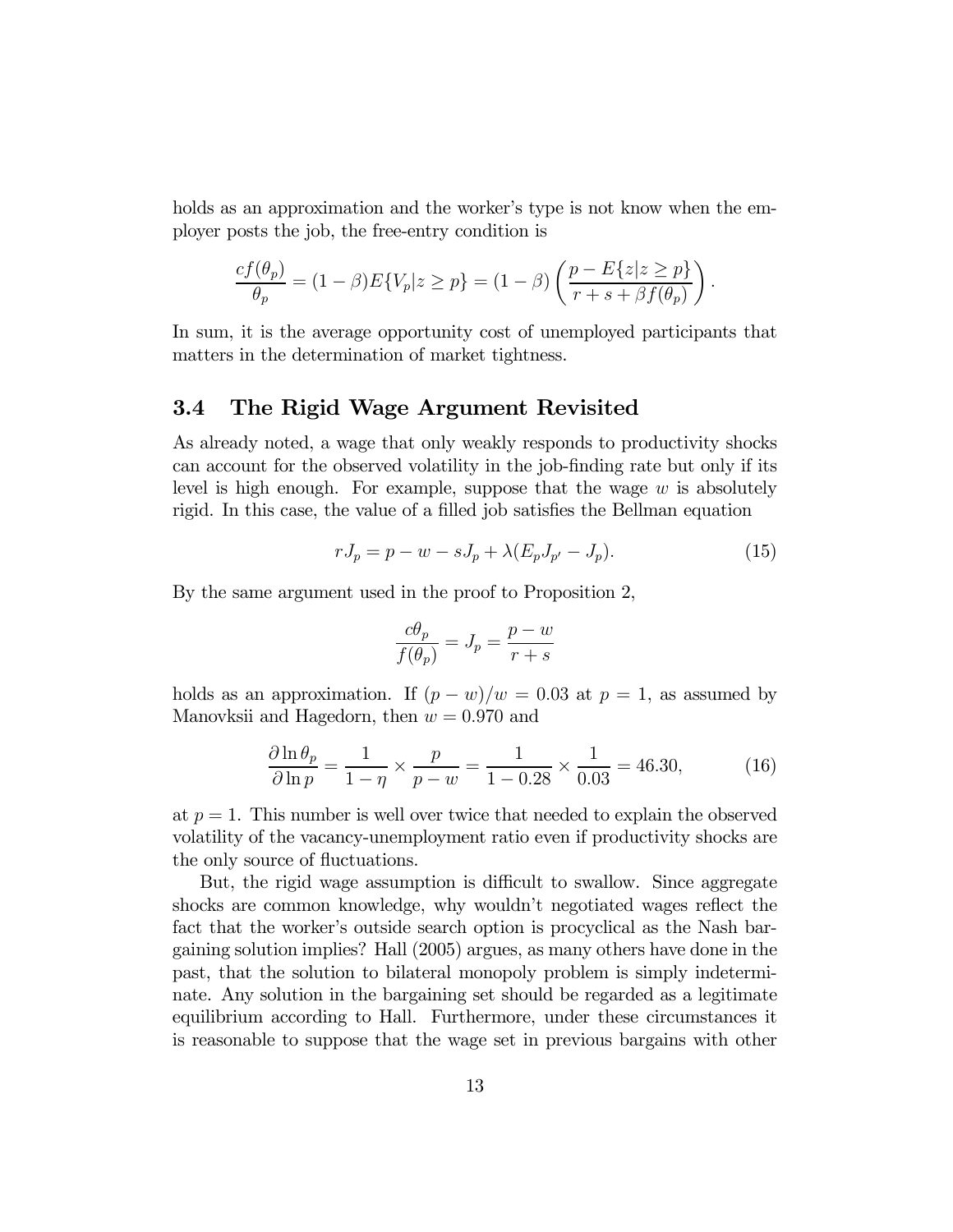holds as an approximation and the worker's type is not know when the employer posts the job, the free-entry condition is

$$\frac{cf(\theta_p)}{\theta_p} = (1-\beta)E\{V_p|z \geq p\} = (1-\beta)\left(\frac{p - E\{z|z \geq p\}}{r+s+\beta f(\theta_p)}\right).$$

In sum, it is the average opportunity cost of unemployed participants that matters in the determination of market tightness.

## 3.4 The Rigid Wage Argument Revisited

As already noted, a wage that only weakly responds to productivity shocks can account for the observed volatility in the job-finding rate but only if its level is high enough. For example, suppose that the wage $w$ is absolutely rigid. In this case, the value of a filled job satisfies the Bellman equation

$$rJ_p = p - w - sJ_p + \lambda(E_p J_{p'} - J_p). \tag{15}$$

By the same argument used in the proof to Proposition 2,

$$\frac{c\theta_p}{f(\theta_p)} = J_p = \frac{p-w}{r+s}$$

holds as an approximation. If $(p-w)/w = 0.03$ at $p = 1$, as assumed by Manovksii and Hagedorn, then $w = 0.970$ and

$$\frac{\partial \ln \theta_p}{\partial \ln p} = \frac{1}{1-\eta} \times \frac{p}{p-w} = \frac{1}{1-0.28} \times \frac{1}{0.03} = 46.30, \tag{16}$$

at $p = 1$. This number is well over twice that needed to explain the observed volatility of the vacancy-unemployment ratio even if productivity shocks are the only source of fluctuations.

But, the rigid wage assumption is difficult to swallow. Since aggregate shocks are common knowledge, why wouldn't negotiated wages reflect the fact that the worker's outside search option is procyclical as the Nash bargaining solution implies? Hall (2005) argues, as many others have done in the past, that the solution to bilateral monopoly problem is simply indeterminate. Any solution in the bargaining set should be regarded as a legitimate equilibrium according to Hall. Furthermore, under these circumstances it is reasonable to suppose that the wage set in previous bargains with other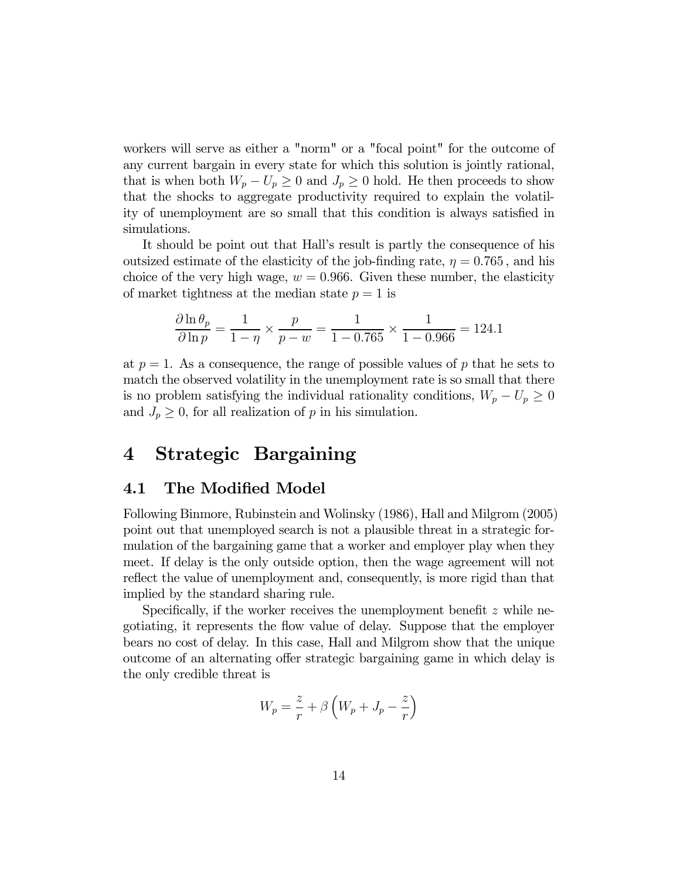workers will serve as either a "norm" or a "focal point" for the outcome of any current bargain in every state for which this solution is jointly rational, that is when both $W_p - U_p \geq 0$ and $J_p \geq 0$ hold. He then proceeds to show that the shocks to aggregate productivity required to explain the volatility of unemployment are so small that this condition is always satisfied in simulations.

It should be point out that Hall's result is partly the consequence of his outsized estimate of the elasticity of the job-finding rate, $\eta = 0.765$, and his choice of the very high wage, $w = 0.966$. Given these number, the elasticity of market tightness at the median state $p = 1$ is

$$\frac{\partial \ln \theta_p}{\partial \ln p} = \frac{1}{1-\eta} \times \frac{p}{p-w} = \frac{1}{1-0.765} \times \frac{1}{1-0.966} = 124.1$$

at $p = 1$. As a consequence, the range of possible values of $p$ that he sets to match the observed volatility in the unemployment rate is so small that there is no problem satisfying the individual rationality conditions, $W_p - U_p \geq 0$ and $J_p \geq 0$, for all realization of $p$ in his simulation.

# 4 Strategic Bargaining

## 4.1 The Modified Model

Following Binmore, Rubinstein and Wolinsky (1986), Hall and Milgrom (2005) point out that unemployed search is not a plausible threat in a strategic formulation of the bargaining game that a worker and employer play when they meet. If delay is the only outside option, then the wage agreement will not reflect the value of unemployment and, consequently, is more rigid than that implied by the standard sharing rule.

Specifically, if the worker receives the unemployment benefit $z$ while negotiating, it represents the flow value of delay. Suppose that the employer bears no cost of delay. In this case, Hall and Milgrom show that the unique outcome of an alternating offer strategic bargaining game in which delay is the only credible threat is

$$W_p = \frac{z}{r} + \beta \left( W_p + J_p - \frac{z}{r} \right)$$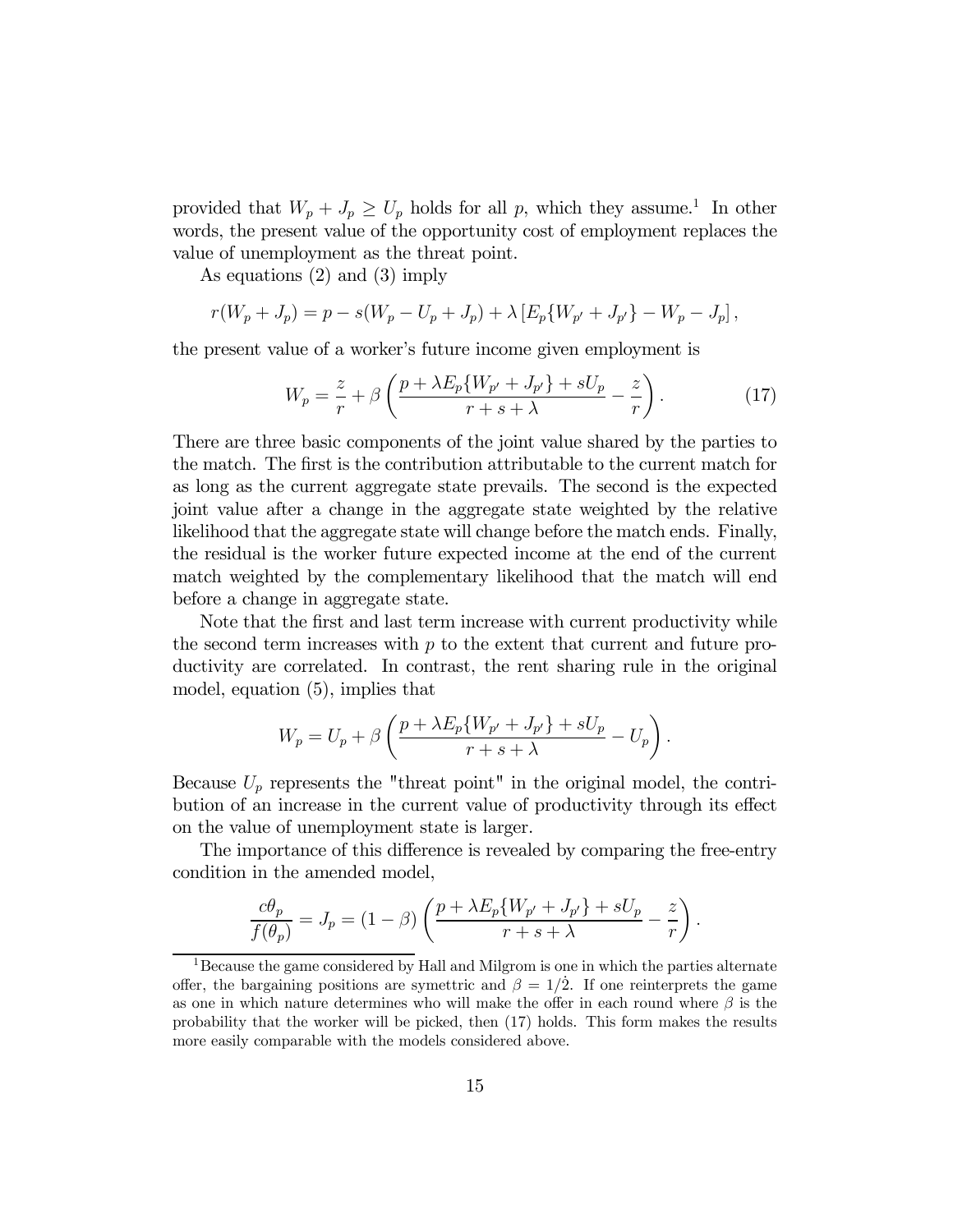provided that $W_p + J_p \geq U_p$ holds for all $p$, which they assume.[1] In other words, the present value of the opportunity cost of employment replaces the value of unemployment as the threat point.

As equations (2) and (3) imply

$$r(W_p + J_p) = p - s(W_p - U_p + J_p) + \lambda \left[ E_p\{W_{p'} + J_{p'}\} - W_p - J_p \right],$$

the present value of a worker's future income given employment is

$$W_p = \frac{z}{r} + \beta \left( \frac{p + \lambda E_p\{W_{p'} + J_{p'}\} + sU_p}{r + s + \lambda} - \frac{z}{r} \right). \tag{17}$$

There are three basic components of the joint value shared by the parties to the match. The first is the contribution attributable to the current match for as long as the current aggregate state prevails. The second is the expected joint value after a change in the aggregate state weighted by the relative likelihood that the aggregate state will change before the match ends. Finally, the residual is the worker future expected income at the end of the current match weighted by the complementary likelihood that the match will end before a change in aggregate state.

Note that the first and last term increase with current productivity while the second term increases with $p$ to the extent that current and future productivity are correlated. In contrast, the rent sharing rule in the original model, equation (5), implies that

$$W_p = U_p + \beta \left( \frac{p + \lambda E_p\{W_{p'} + J_{p'}\} + sU_p}{r + s + \lambda} - U_p \right).$$

Because $U_p$ represents the "threat point" in the original model, the contribution of an increase in the current value of productivity through its effect on the value of unemployment state is larger.

The importance of this difference is revealed by comparing the free-entry condition in the amended model,

$$\frac{c\theta_p}{f(\theta_p)} = J_p = (1 - \beta) \left( \frac{p + \lambda E_p\{W_{p'} + J_{p'}\} + sU_p}{r + s + \lambda} - \frac{z}{r} \right).$$

[1] Because the game considered by Hall and Milgrom is one in which the parties alternate offer, the bargaining positions are symettric and $\beta = 1/\dot{2}$. If one reinterprets the game as one in which nature determines who will make the offer in each round where $\beta$ is the probability that the worker will be picked, then (17) holds. This form makes the results more easily comparable with the models considered above.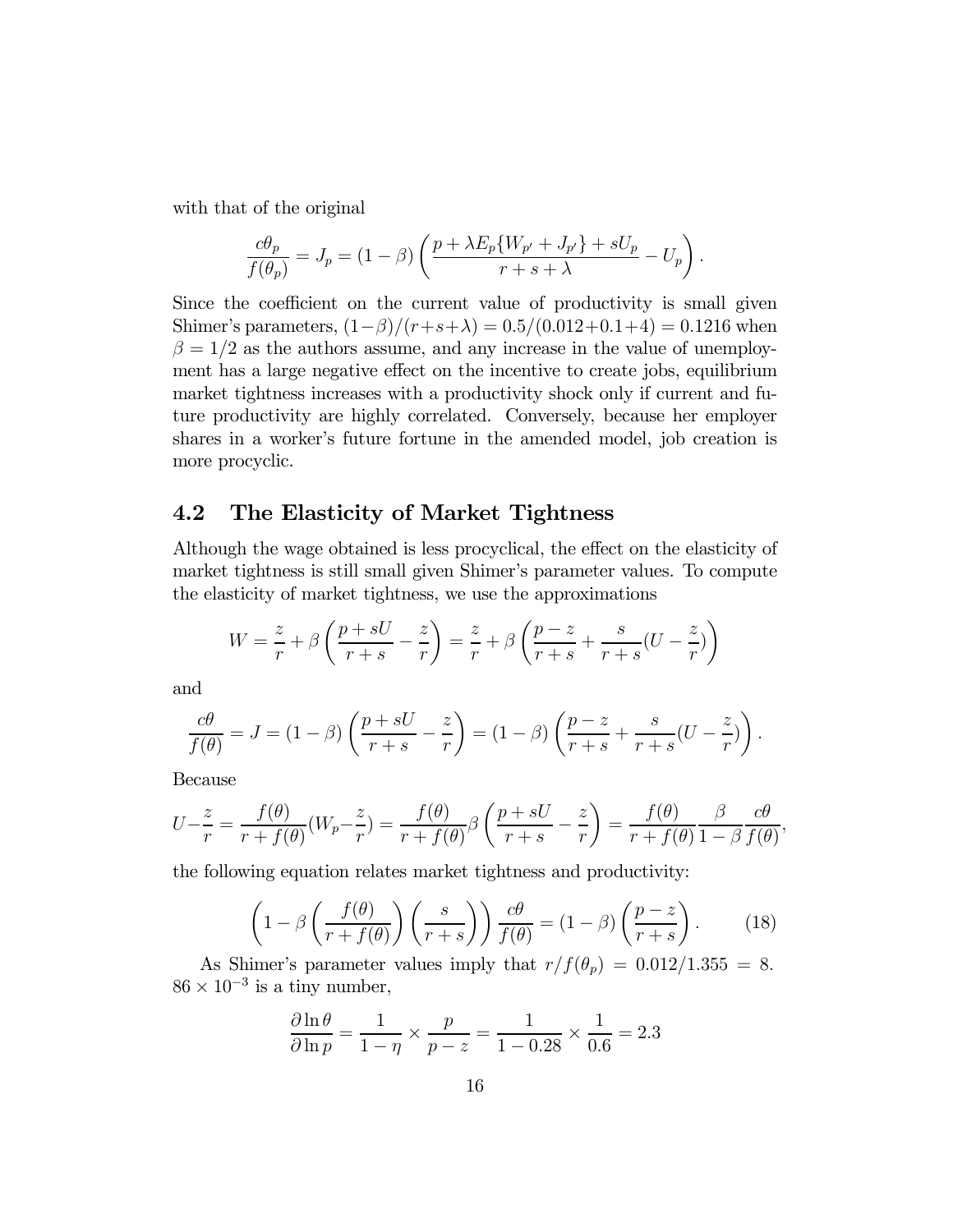with that of the original

$$\frac{c\theta_p}{f(\theta_p)} = J_p = (1-\beta)\left(\frac{p + \lambda E_p\{W_{p'} + J_{p'}\} + sU_p}{r+s+\lambda} - U_p\right).$$

Since the coefficient on the current value of productivity is small given Shimer's parameters, $(1-\beta)/(r+s+\lambda) = 0.5/(0.012+0.1+4) = 0.1216$ when $\beta = 1/2$ as the authors assume, and any increase in the value of unemployment has a large negative effect on the incentive to create jobs, equilibrium market tightness increases with a productivity shock only if current and future productivity are highly correlated. Conversely, because her employer shares in a worker's future fortune in the amended model, job creation is more procyclic.

## 4.2 The Elasticity of Market Tightness

Although the wage obtained is less procyclical, the effect on the elasticity of market tightness is still small given Shimer's parameter values. To compute the elasticity of market tightness, we use the approximations

$$W = \frac{z}{r} + \beta\left(\frac{p+sU}{r+s} - \frac{z}{r}\right) = \frac{z}{r} + \beta\left(\frac{p-z}{r+s} + \frac{s}{r+s}(U - \frac{z}{r})\right)$$

and

$$\frac{c\theta}{f(\theta)} = J = (1-\beta)\left(\frac{p+sU}{r+s} - \frac{z}{r}\right) = (1-\beta)\left(\frac{p-z}{r+s} + \frac{s}{r+s}(U - \frac{z}{r})\right).$$

Because

$$U - \frac{z}{r} = \frac{f(\theta)}{r+f(\theta)}(W_p - \frac{z}{r}) = \frac{f(\theta)}{r+f(\theta)}\beta\left(\frac{p+sU}{r+s} - \frac{z}{r}\right) = \frac{f(\theta)}{r+f(\theta)}\frac{\beta}{1-\beta}\frac{c\theta}{f(\theta)},$$

the following equation relates market tightness and productivity:

$$\left(1 - \beta\left(\frac{f(\theta)}{r+f(\theta)}\right)\left(\frac{s}{r+s}\right)\right)\frac{c\theta}{f(\theta)} = (1-\beta)\left(\frac{p-z}{r+s}\right). \tag{18}$$

As Shimer's parameter values imply that $r/f(\theta_p) = 0.012/1.355 = 8.86 \times 10^{-3}$ is a tiny number,

$$\frac{\partial \ln \theta}{\partial \ln p} = \frac{1}{1-\eta} \times \frac{p}{p-z} = \frac{1}{1-0.28} \times \frac{1}{0.6} = 2.3$$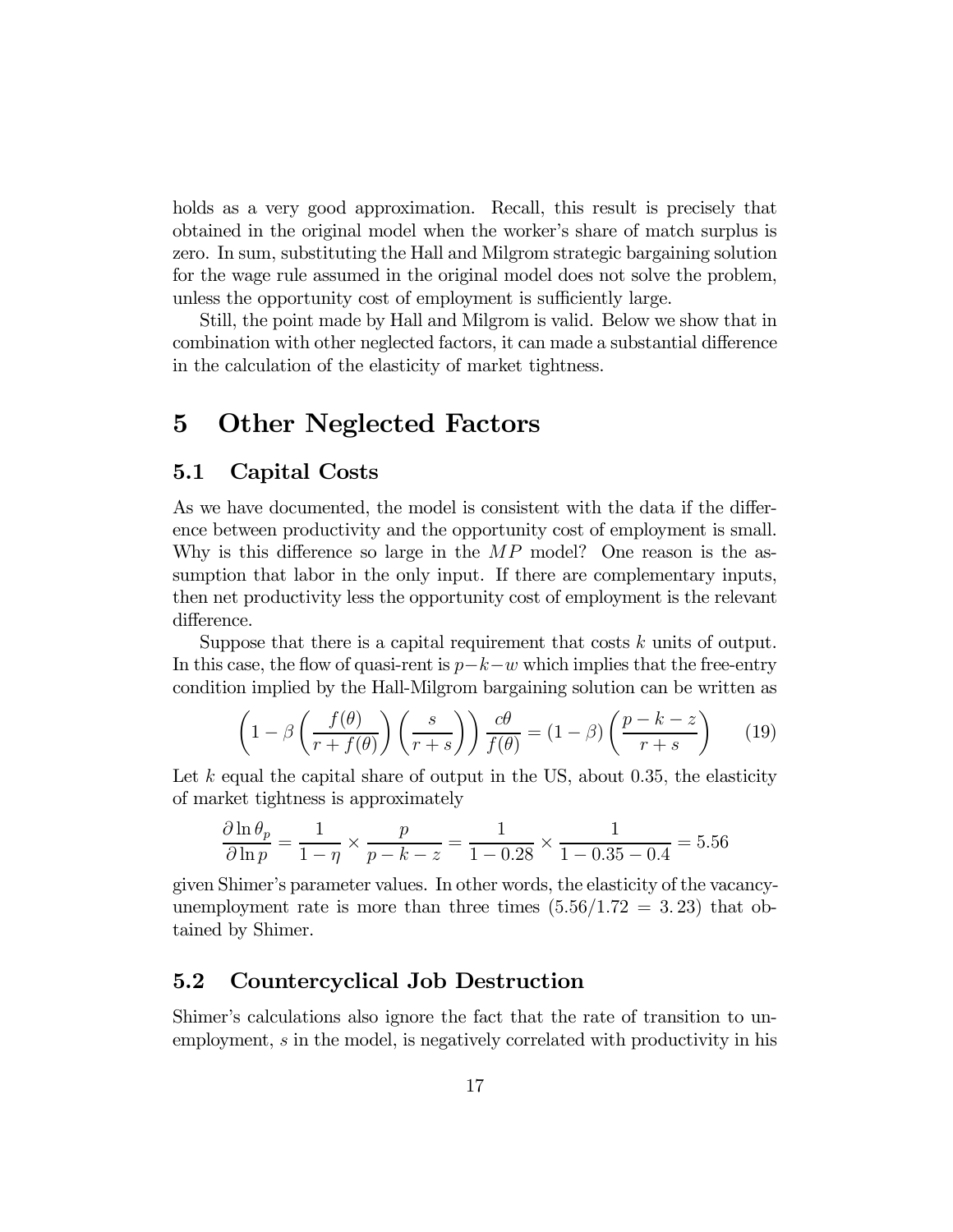holds as a very good approximation. Recall, this result is precisely that obtained in the original model when the worker's share of match surplus is zero. In sum, substituting the Hall and Milgrom strategic bargaining solution for the wage rule assumed in the original model does not solve the problem, unless the opportunity cost of employment is sufficiently large.

Still, the point made by Hall and Milgrom is valid. Below we show that in combination with other neglected factors, it can made a substantial difference in the calculation of the elasticity of market tightness.

# 5 Other Neglected Factors

## 5.1 Capital Costs

As we have documented, the model is consistent with the data if the difference between productivity and the opportunity cost of employment is small. Why is this difference so large in the $MP$ model? One reason is the assumption that labor in the only input. If there are complementary inputs, then net productivity less the opportunity cost of employment is the relevant difference.

Suppose that there is a capital requirement that costs $k$ units of output. In this case, the flow of quasi-rent is $p-k-w$ which implies that the free-entry condition implied by the Hall-Milgrom bargaining solution can be written as

$$\left(1-\beta\left(\frac{f(\theta)}{r+f(\theta)}\right)\left(\frac{s}{r+s}\right)\right)\frac{c\theta}{f(\theta)}=(1-\beta)\left(\frac{p-k-z}{r+s}\right) \tag{19}$$

Let $k$ equal the capital share of output in the US, about 0.35, the elasticity of market tightness is approximately

$$\frac{\partial \ln \theta_p}{\partial \ln p}=\frac{1}{1-\eta}\times\frac{p}{p-k-z}=\frac{1}{1-0.28}\times\frac{1}{1-0.35-0.4}=5.56$$

given Shimer's parameter values. In other words, the elasticity of the vacancy-unemployment rate is more than three times ($5.56/1.72 = 3.23$) that obtained by Shimer.

## 5.2 Countercyclical Job Destruction

Shimer's calculations also ignore the fact that the rate of transition to unemployment, $s$ in the model, is negatively correlated with productivity in his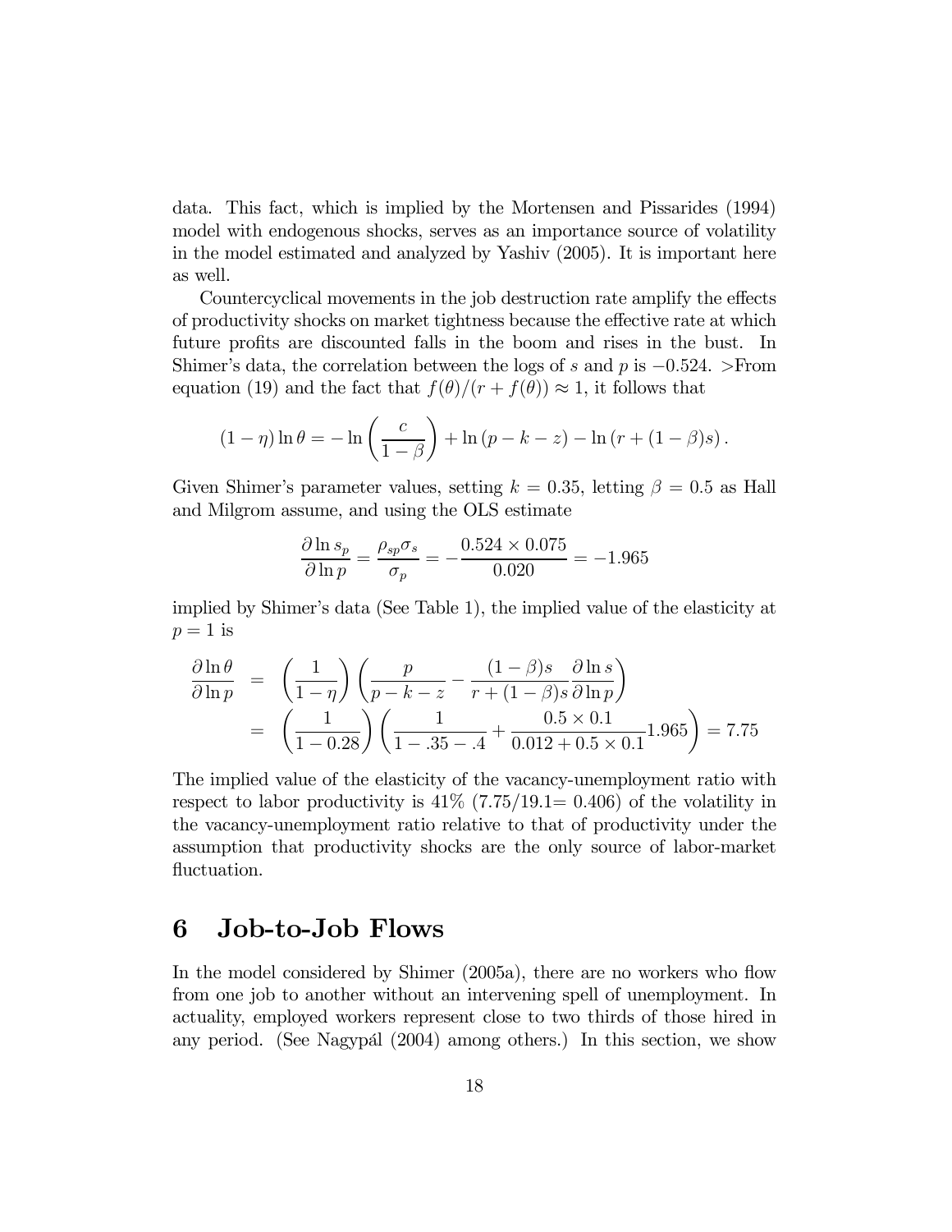data. This fact, which is implied by the Mortensen and Pissarides (1994) model with endogenous shocks, serves as an importance source of volatility in the model estimated and analyzed by Yashiv (2005). It is important here as well.

Countercyclical movements in the job destruction rate amplify the effects of productivity shocks on market tightness because the effective rate at which future profits are discounted falls in the boom and rises in the bust. In Shimer's data, the correlation between the logs of $s$ and $p$ is $-0.524$. >From equation (19) and the fact that $f(\theta)/(r+f(\theta)) \approx 1$, it follows that

$$(1-\eta)\ln\theta = -\ln\left(\frac{c}{1-\beta}\right) + \ln(p-k-z) - \ln(r+(1-\beta)s).$$

Given Shimer's parameter values, setting $k = 0.35$, letting $\beta = 0.5$ as Hall and Milgrom assume, and using the OLS estimate

$$\frac{\partial \ln s_p}{\partial \ln p} = \frac{\rho_{sp}\sigma_s}{\sigma_p} = -\frac{0.524 \times 0.075}{0.020} = -1.965$$

implied by Shimer's data (See Table 1), the implied value of the elasticity at $p = 1$ is

$$\begin{aligned}
\frac{\partial \ln\theta}{\partial \ln p} &= \left(\frac{1}{1-\eta}\right)\left(\frac{p}{p-k-z} - \frac{(1-\beta)s}{r+(1-\beta)s}\frac{\partial \ln s}{\partial \ln p}\right) \\
&= \left(\frac{1}{1-0.28}\right)\left(\frac{1}{1-.35-.4} + \frac{0.5\times 0.1}{0.012+0.5\times 0.1}1.965\right) = 7.75
\end{aligned}$$

The implied value of the elasticity of the vacancy-unemployment ratio with respect to labor productivity is 41% (7.75/19.1= 0.406) of the volatility in the vacancy-unemployment ratio relative to that of productivity under the assumption that productivity shocks are the only source of labor-market fluctuation.

# 6 Job-to-Job Flows

In the model considered by Shimer (2005a), there are no workers who flow from one job to another without an intervening spell of unemployment. In actuality, employed workers represent close to two thirds of those hired in any period. (See Nagypál (2004) among others.) In this section, we show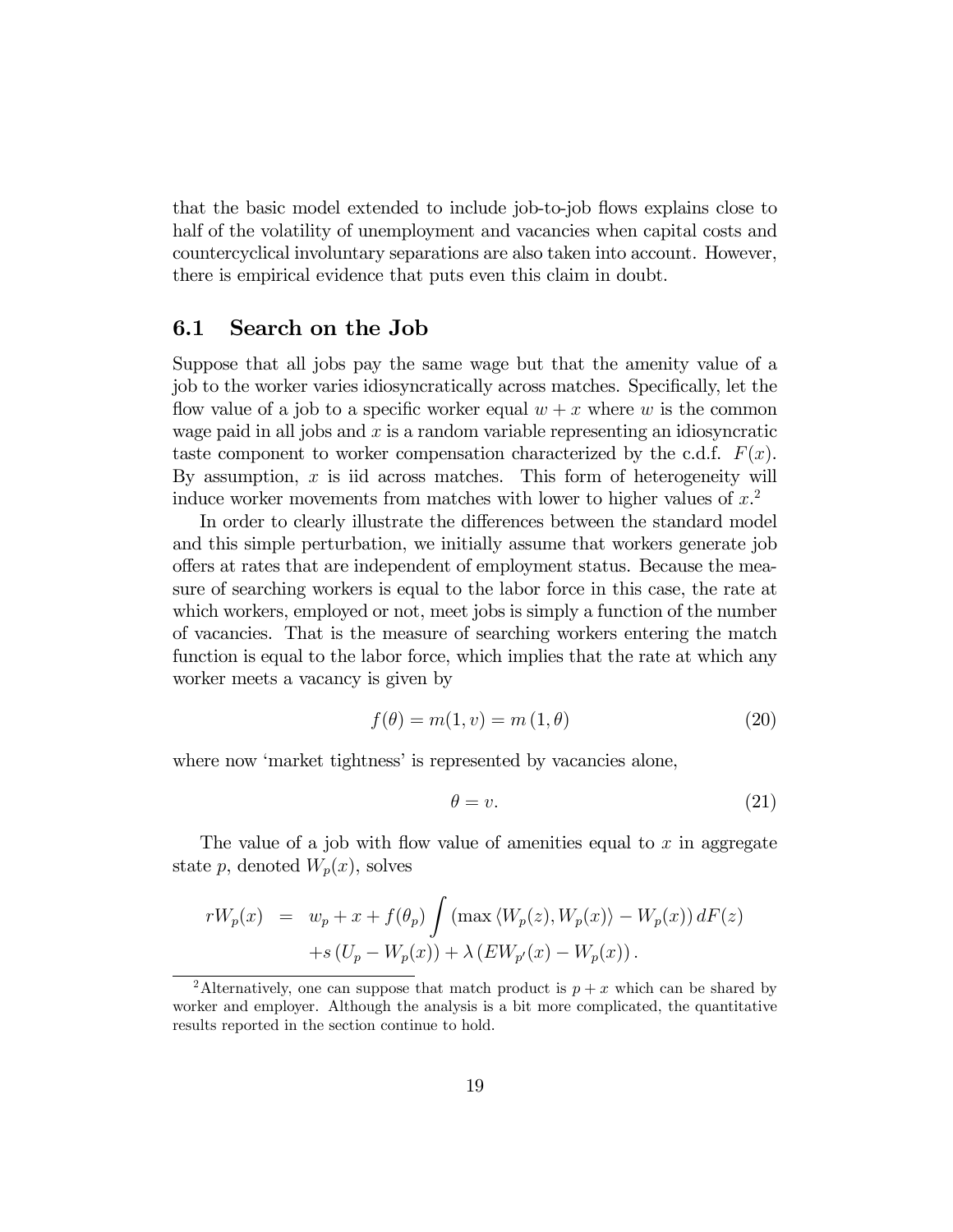that the basic model extended to include job-to-job flows explains close to half of the volatility of unemployment and vacancies when capital costs and countercyclical involuntary separations are also taken into account. However, there is empirical evidence that puts even this claim in doubt.

## 6.1 Search on the Job

Suppose that all jobs pay the same wage but that the amenity value of a job to the worker varies idiosyncratically across matches. Specifically, let the flow value of a job to a specific worker equal $w + x$ where $w$ is the common wage paid in all jobs and $x$ is a random variable representing an idiosyncratic taste component to worker compensation characterized by the c.d.f. $F(x)$. By assumption, $x$ is iid across matches. This form of heterogeneity will induce worker movements from matches with lower to higher values of $x$.[2]

In order to clearly illustrate the differences between the standard model and this simple perturbation, we initially assume that workers generate job offers at rates that are independent of employment status. Because the measure of searching workers is equal to the labor force in this case, the rate at which workers, employed or not, meet jobs is simply a function of the number of vacancies. That is the measure of searching workers entering the match function is equal to the labor force, which implies that the rate at which any worker meets a vacancy is given by

$$f(\theta) = m(1, v) = m(1, \theta) \tag{20}$$

where now 'market tightness' is represented by vacancies alone,

$$\theta = v. \tag{21}$$

The value of a job with flow value of amenities equal to $x$ in aggregate state $p$, denoted $W_p(x)$, solves

$$\begin{aligned} rW_p(x) &= w_p + x + f(\theta_p) \int \left( \max \langle W_p(z), W_p(x) \rangle - W_p(x) \right) dF(z) \\ &\quad + s\left(U_p - W_p(x)\right) + \lambda \left(EW_{p'}(x) - W_p(x)\right). \end{aligned}$$

[2] Alternatively, one can suppose that match product is $p + x$ which can be shared by worker and employer. Although the analysis is a bit more complicated, the quantitative results reported in the section continue to hold.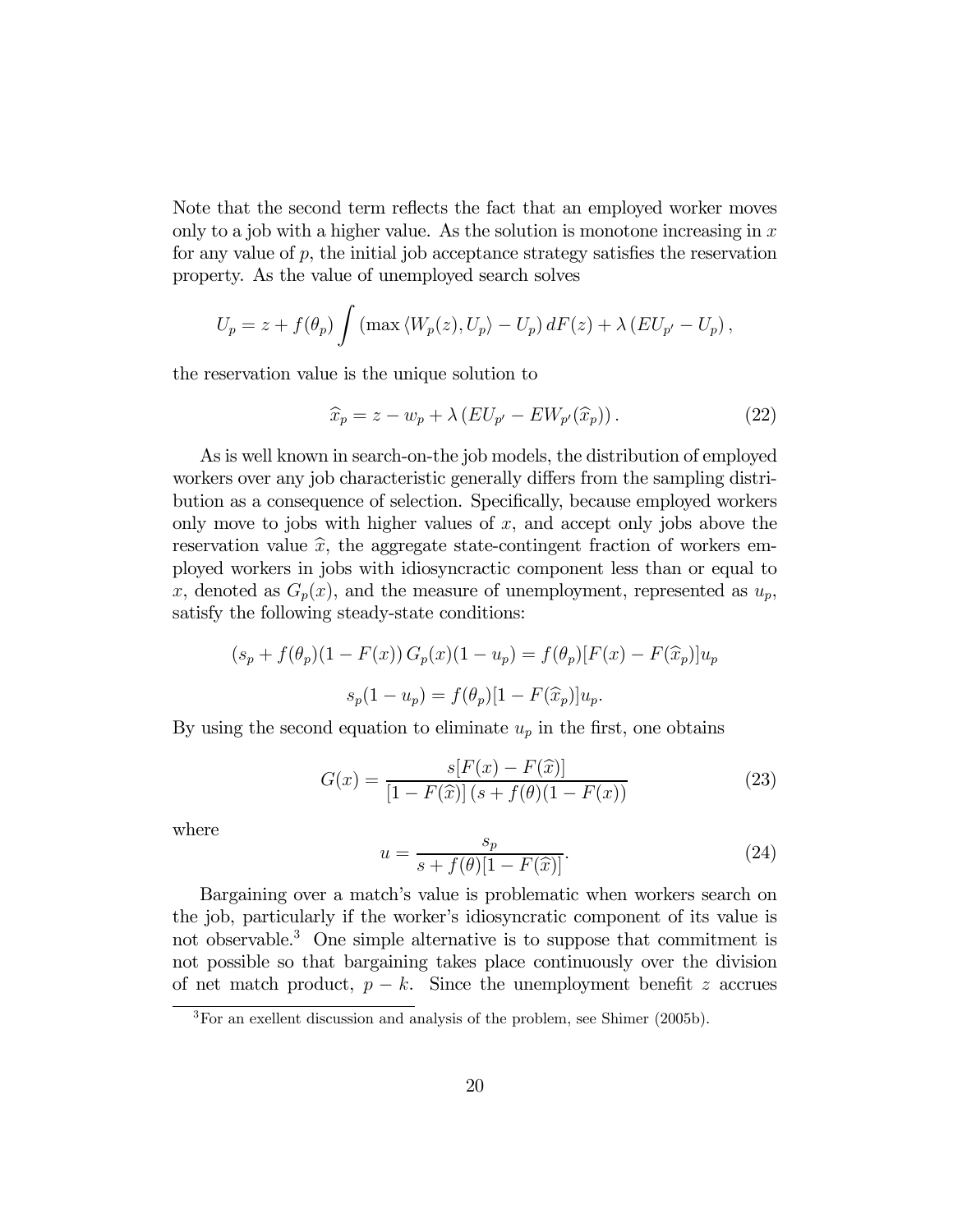Note that the second term reflects the fact that an employed worker moves only to a job with a higher value. As the solution is monotone increasing in $x$ for any value of $p$, the initial job acceptance strategy satisfies the reservation property. As the value of unemployed search solves

$$U_p = z + f(\theta_p) \int \left( \max \langle W_p(z), U_p \rangle - U_p \right) dF(z) + \lambda \left( EU_{p'} - U_p \right),$$

the reservation value is the unique solution to

$$\widehat{x}_p = z - w_p + \lambda \left( EU_{p'} - EW_{p'}(\widehat{x}_p) \right). \tag{22}$$

As is well known in search-on-the job models, the distribution of employed workers over any job characteristic generally differs from the sampling distribution as a consequence of selection. Specifically, because employed workers only move to jobs with higher values of $x$, and accept only jobs above the reservation value $\widehat{x}$, the aggregate state-contingent fraction of workers employed workers in jobs with idiosyncractic component less than or equal to $x$, denoted as $G_p(x)$, and the measure of unemployment, represented as $u_p$, satisfy the following steady-state conditions:

$$(s_p + f(\theta_p)(1 - F(x))\, G_p(x)(1 - u_p) = f(\theta_p)[F(x) - F(\widehat{x}_p)]u_p$$

$$s_p(1 - u_p) = f(\theta_p)[1 - F(\widehat{x}_p)]u_p.$$

By using the second equation to eliminate $u_p$ in the first, one obtains

$$G(x) = \frac{s[F(x) - F(\widehat{x})]}{[1 - F(\widehat{x})]\,(s + f(\theta)(1 - F(x))} \tag{23}$$

where

$$u = \frac{s_p}{s + f(\theta)[1 - F(\widehat{x})]}. \tag{24}$$

Bargaining over a match's value is problematic when workers search on the job, particularly if the worker's idiosyncratic component of its value is not observable.[3] One simple alternative is to suppose that commitment is not possible so that bargaining takes place continuously over the division of net match product, $p - k$. Since the unemployment benefit $z$ accrues

[3] For an exellent discussion and analysis of the problem, see Shimer (2005b).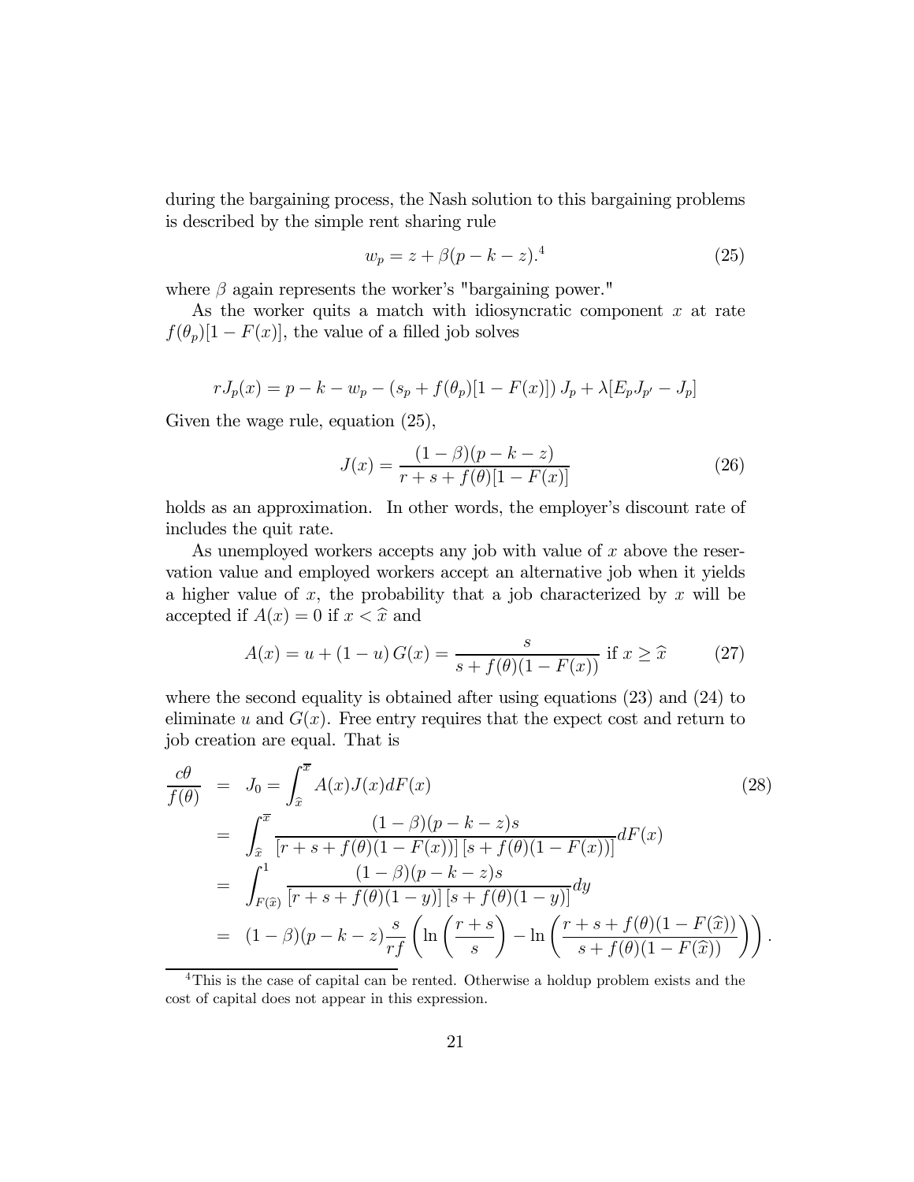during the bargaining process, the Nash solution to this bargaining problems is described by the simple rent sharing rule

$$w_p = z + \beta(p - k - z).^4 \tag{25}$$

where $\beta$ again represents the worker's "bargaining power."

As the worker quits a match with idiosyncratic component $x$ at rate $f(\theta_p)[1 - F(x)]$, the value of a filled job solves

$$rJ_p(x) = p - k - w_p - (s_p + f(\theta_p)[1 - F(x)])\, J_p + \lambda[E_p J_{p'} - J_p]$$

Given the wage rule, equation (25),

$$J(x) = \frac{(1-\beta)(p-k-z)}{r + s + f(\theta)[1 - F(x)]} \tag{26}$$

holds as an approximation. In other words, the employer's discount rate of includes the quit rate.

As unemployed workers accepts any job with value of $x$ above the reservation value and employed workers accept an alternative job when it yields a higher value of $x$, the probability that a job characterized by $x$ will be accepted if $A(x) = 0$ if $x < \widehat{x}$ and

$$A(x) = u + (1-u)\, G(x) = \frac{s}{s + f(\theta)(1 - F(x))} \text{ if } x \geq \widehat{x} \tag{27}$$

where the second equality is obtained after using equations (23) and (24) to eliminate $u$ and $G(x)$. Free entry requires that the expect cost and return to job creation are equal. That is

$$\begin{aligned}
\frac{c\theta}{f(\theta)} &= J_0 = \int_{\widehat{x}}^{\overline{x}} A(x) J(x) dF(x) \qquad (28) \\
&= \int_{\widehat{x}}^{\overline{x}} \frac{(1-\beta)(p-k-z)s}{[r + s + f(\theta)(1 - F(x))]\,[s + f(\theta)(1 - F(x))]} dF(x) \\
&= \int_{F(\widehat{x})}^{1} \frac{(1-\beta)(p-k-z)s}{[r + s + f(\theta)(1 - y)]\,[s + f(\theta)(1 - y)]} dy \\
&= (1-\beta)(p-k-z)\frac{s}{rf}\left(\ln\left(\frac{r+s}{s}\right) - \ln\left(\frac{r + s + f(\theta)(1 - F(\widehat{x}))}{s + f(\theta)(1 - F(\widehat{x}))}\right)\right).
\end{aligned}$$

---

[4] This is the case of capital can be rented. Otherwise a holdup problem exists and the cost of capital does not appear in this expression.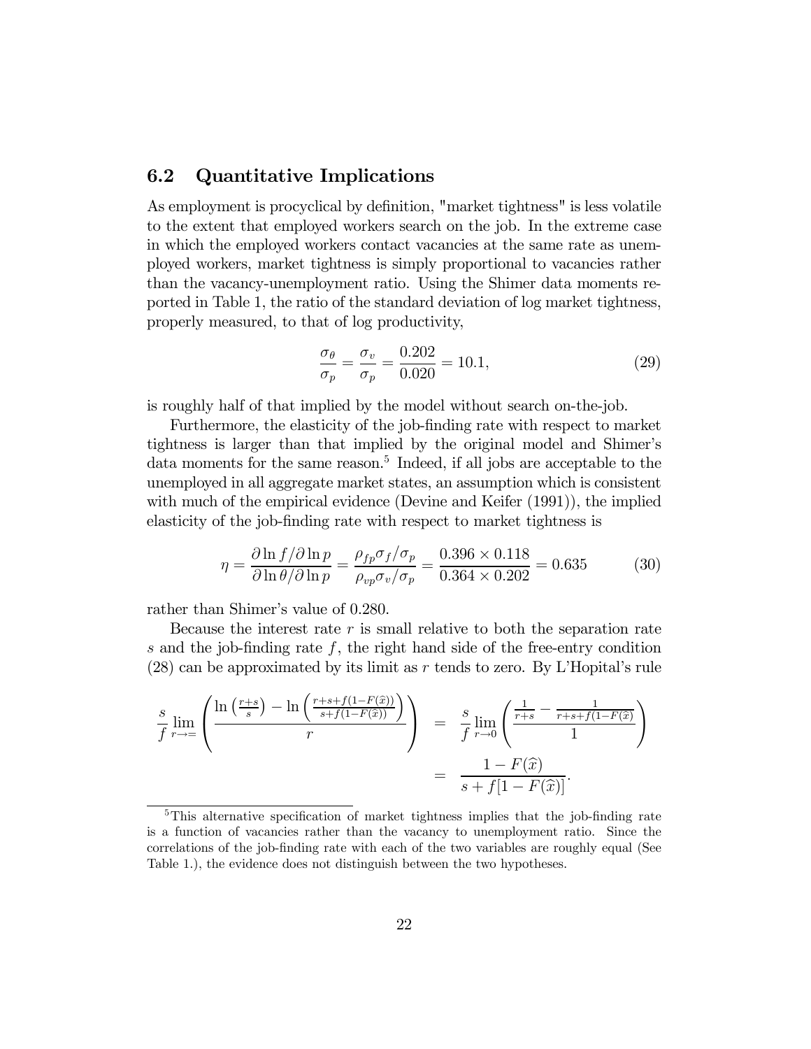## 6.2 Quantitative Implications

As employment is procyclical by definition, "market tightness" is less volatile to the extent that employed workers search on the job. In the extreme case in which the employed workers contact vacancies at the same rate as unemployed workers, market tightness is simply proportional to vacancies rather than the vacancy-unemployment ratio. Using the Shimer data moments reported in Table 1, the ratio of the standard deviation of log market tightness, properly measured, to that of log productivity,

$$\frac{\sigma_\theta}{\sigma_p} = \frac{\sigma_v}{\sigma_p} = \frac{0.202}{0.020} = 10.1, \tag{29}$$

is roughly half of that implied by the model without search on-the-job.

Furthermore, the elasticity of the job-finding rate with respect to market tightness is larger than that implied by the original model and Shimer's data moments for the same reason.[5] Indeed, if all jobs are acceptable to the unemployed in all aggregate market states, an assumption which is consistent with much of the empirical evidence (Devine and Keifer (1991)), the implied elasticity of the job-finding rate with respect to market tightness is

$$\eta = \frac{\partial \ln f / \partial \ln p}{\partial \ln \theta / \partial \ln p} = \frac{\rho_{fp}\sigma_f/\sigma_p}{\rho_{vp}\sigma_v/\sigma_p} = \frac{0.396 \times 0.118}{0.364 \times 0.202} = 0.635 \tag{30}$$

rather than Shimer's value of 0.280.

Because the interest rate $r$ is small relative to both the separation rate $s$ and the job-finding rate $f$, the right hand side of the free-entry condition (28) can be approximated by its limit as $r$ tends to zero. By L'Hopital's rule

$$\begin{aligned}
\frac{s}{f}\lim_{r\to=}\left(\frac{\ln\left(\frac{r+s}{s}\right) - \ln\left(\frac{r+s+f(1-F(\widehat{x}))}{s+f(1-F(\widehat{x}))}\right)}{r}\right) &= \frac{s}{f}\lim_{r\to 0}\left(\frac{\frac{1}{r+s} - \frac{1}{r+s+f(1-F(\widehat{x}))}}{1}\right) \\
&= \frac{1-F(\widehat{x})}{s+f[1-F(\widehat{x})]}.
\end{aligned}$$

[5] This alternative specification of market tightness implies that the job-finding rate is a function of vacancies rather than the vacancy to unemployment ratio. Since the correlations of the job-finding rate with each of the two variables are roughly equal (See Table 1.), the evidence does not distinguish between the two hypotheses.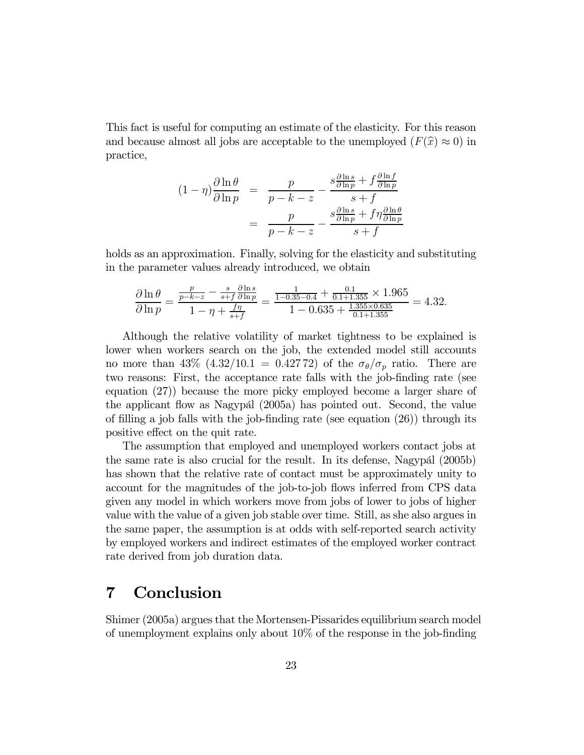This fact is useful for computing an estimate of the elasticity. For this reason and because almost all jobs are acceptable to the unemployed ($F(\widehat{x}) \approx 0$) in practice,

$$
\begin{aligned}
(1-\eta)\frac{\partial \ln \theta}{\partial \ln p} &= \frac{p}{p-k-z} - \frac{s\frac{\partial \ln s}{\partial \ln p} + f\frac{\partial \ln f}{\partial \ln p}}{s+f} \\
&= \frac{p}{p-k-z} - \frac{s\frac{\partial \ln s}{\partial \ln p} + f\eta\frac{\partial \ln \theta}{\partial \ln p}}{s+f}
\end{aligned}
$$

holds as an approximation. Finally, solving for the elasticity and substituting in the parameter values already introduced, we obtain

$$
\frac{\partial \ln \theta}{\partial \ln p} = \frac{\frac{p}{p-k-z} - \frac{s}{s+f}\frac{\partial \ln s}{\partial \ln p}}{1-\eta+\frac{f\eta}{s+f}} = \frac{\frac{1}{1-0.35-0.4} + \frac{0.1}{0.1+1.355} \times 1.965}{1-0.635+\frac{1.355\times 0.635}{0.1+1.355}} = 4.32.
$$

Although the relative volatility of market tightness to be explained is lower when workers search on the job, the extended model still accounts no more than 43% ($4.32/10.1 = 0.427\,72$) of the $\sigma_\theta/\sigma_p$ ratio. There are two reasons: First, the acceptance rate falls with the job-finding rate (see equation (27)) because the more picky employed become a larger share of the applicant flow as Nagypál (2005a) has pointed out. Second, the value of filling a job falls with the job-finding rate (see equation (26)) through its positive effect on the quit rate.

The assumption that employed and unemployed workers contact jobs at the same rate is also crucial for the result. In its defense, Nagypál (2005b) has shown that the relative rate of contact must be approximately unity to account for the magnitudes of the job-to-job flows inferred from CPS data given any model in which workers move from jobs of lower to jobs of higher value with the value of a given job stable over time. Still, as she also argues in the same paper, the assumption is at odds with self-reported search activity by employed workers and indirect estimates of the employed worker contract rate derived from job duration data.

# 7 Conclusion

Shimer (2005a) argues that the Mortensen-Pissarides equilibrium search model of unemployment explains only about 10% of the response in the job-finding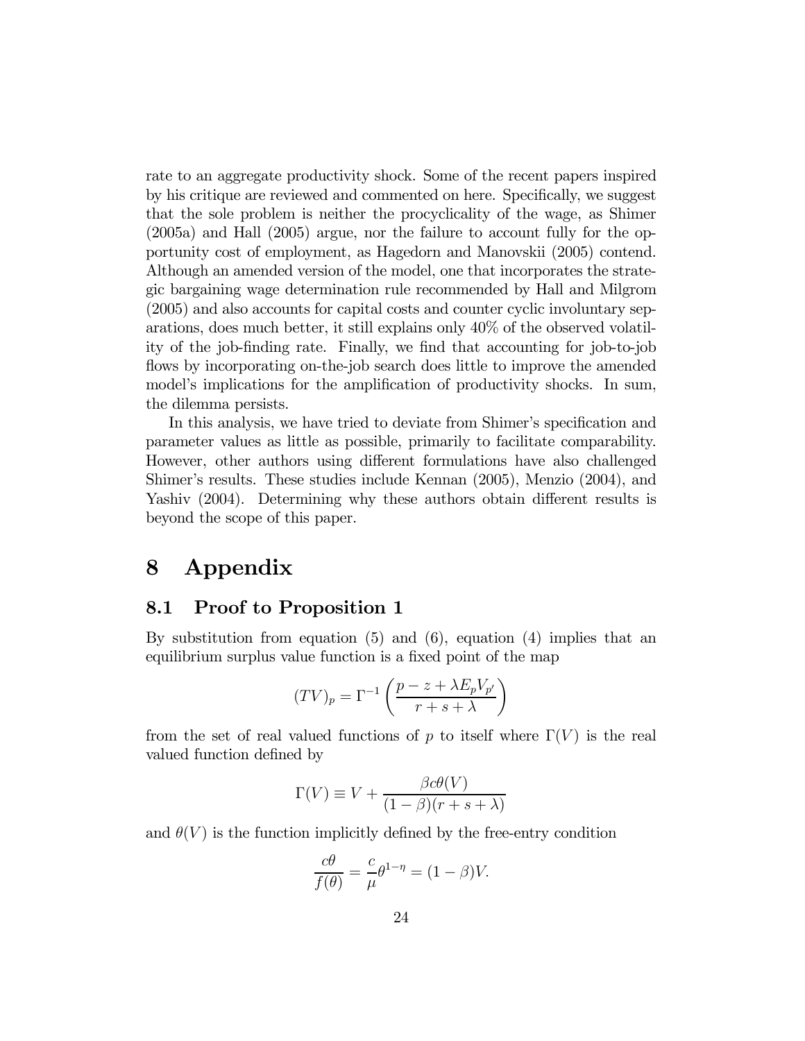rate to an aggregate productivity shock. Some of the recent papers inspired by his critique are reviewed and commented on here. Specifically, we suggest that the sole problem is neither the procyclicality of the wage, as Shimer (2005a) and Hall (2005) argue, nor the failure to account fully for the opportunity cost of employment, as Hagedorn and Manovskii (2005) contend. Although an amended version of the model, one that incorporates the strategic bargaining wage determination rule recommended by Hall and Milgrom (2005) and also accounts for capital costs and counter cyclic involuntary separations, does much better, it still explains only 40% of the observed volatility of the job-finding rate. Finally, we find that accounting for job-to-job flows by incorporating on-the-job search does little to improve the amended model's implications for the amplification of productivity shocks. In sum, the dilemma persists.

In this analysis, we have tried to deviate from Shimer's specification and parameter values as little as possible, primarily to facilitate comparability. However, other authors using different formulations have also challenged Shimer's results. These studies include Kennan (2005), Menzio (2004), and Yashiv (2004). Determining why these authors obtain different results is beyond the scope of this paper.

# 8 Appendix

## 8.1 Proof to Proposition 1

By substitution from equation (5) and (6), equation (4) implies that an equilibrium surplus value function is a fixed point of the map

$$(TV)_p = \Gamma^{-1}\left(\frac{p - z + \lambda E_p V_{p'}}{r + s + \lambda}\right)$$

from the set of real valued functions of $p$ to itself where $\Gamma(V)$ is the real valued function defined by

$$\Gamma(V) \equiv V + \frac{\beta c \theta(V)}{(1-\beta)(r+s+\lambda)}$$

and $\theta(V)$ is the function implicitly defined by the free-entry condition

$$\frac{c\theta}{f(\theta)} = \frac{c}{\mu}\theta^{1-\eta} = (1-\beta)V.$$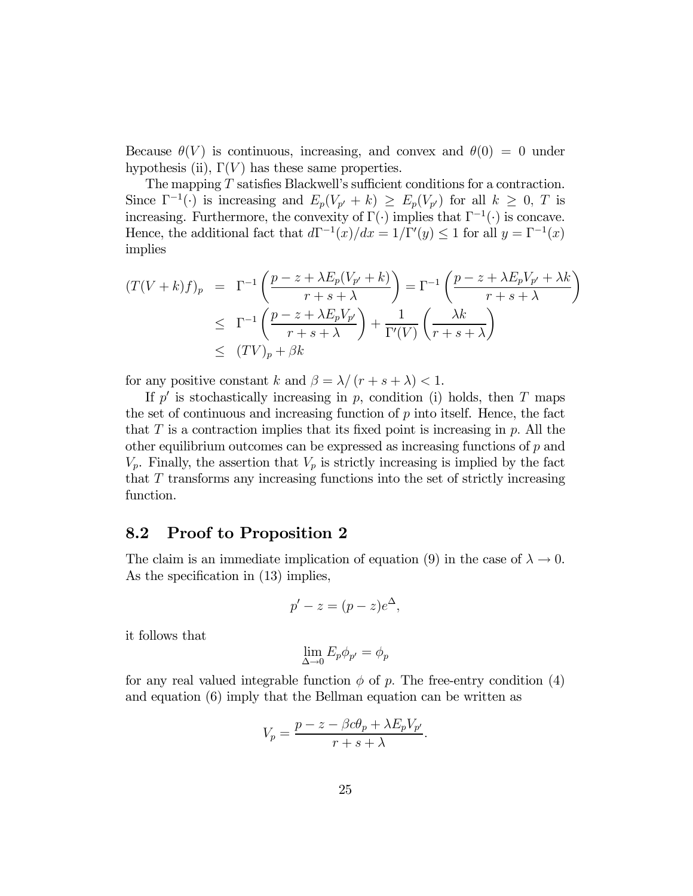Because $\theta(V)$ is continuous, increasing, and convex and $\theta(0) = 0$ under hypothesis (ii), $\Gamma(V)$ has these same properties.

The mapping $T$ satisfies Blackwell's sufficient conditions for a contraction. Since $\Gamma^{-1}(\cdot)$ is increasing and $E_p(V_{p'} + k) \geq E_p(V_{p'})$ for all $k \geq 0$, $T$ is increasing. Furthermore, the convexity of $\Gamma(\cdot)$ implies that $\Gamma^{-1}(\cdot)$ is concave. Hence, the additional fact that $d\Gamma^{-1}(x)/dx = 1/\Gamma'(y) \leq 1$ for all $y = \Gamma^{-1}(x)$ implies

$$
\begin{aligned}
(T(V+k)f)_p &= \Gamma^{-1}\left(\frac{p - z + \lambda E_p(V_{p'} + k)}{r + s + \lambda}\right) = \Gamma^{-1}\left(\frac{p - z + \lambda E_p V_{p'} + \lambda k}{r + s + \lambda}\right) \\
&\leq \Gamma^{-1}\left(\frac{p - z + \lambda E_p V_{p'}}{r + s + \lambda}\right) + \frac{1}{\Gamma'(V)}\left(\frac{\lambda k}{r + s + \lambda}\right) \\
&\leq (TV)_p + \beta k
\end{aligned}
$$

for any positive constant $k$ and $\beta = \lambda / (r + s + \lambda) < 1$.

If $p'$ is stochastically increasing in $p$, condition (i) holds, then $T$ maps the set of continuous and increasing function of $p$ into itself. Hence, the fact that $T$ is a contraction implies that its fixed point is increasing in $p$. All the other equilibrium outcomes can be expressed as increasing functions of $p$ and $V_p$. Finally, the assertion that $V_p$ is strictly increasing is implied by the fact that $T$ transforms any increasing functions into the set of strictly increasing function.

## 8.2 Proof to Proposition 2

The claim is an immediate implication of equation (9) in the case of $\lambda \to 0$. As the specification in (13) implies,

$$
p' - z = (p - z)e^{\Delta},
$$

it follows that

$$
\lim_{\Delta \to 0} E_p \phi_{p'} = \phi_p
$$

for any real valued integrable function $\phi$ of $p$. The free-entry condition (4) and equation (6) imply that the Bellman equation can be written as

$$
V_p = \frac{p - z - \beta c \theta_p + \lambda E_p V_{p'}}{r + s + \lambda}.
$$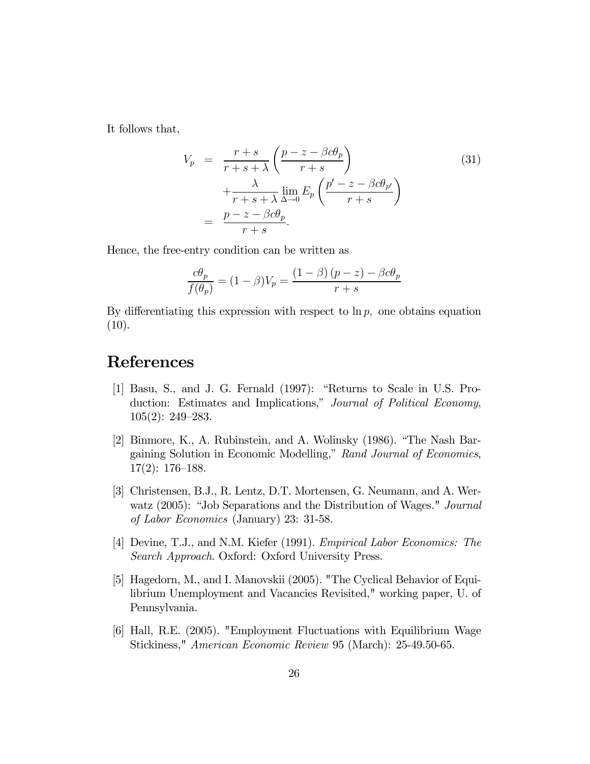It follows that,

$$
\begin{aligned}
V_p &= \frac{r+s}{r+s+\lambda}\left(\frac{p-z-\beta c\theta_p}{r+s}\right) \\
&\quad +\frac{\lambda}{r+s+\lambda}\lim_{\Delta\to 0} E_p\left(\frac{p'-z-\beta c\theta_{p'}}{r+s}\right) \\
&= \frac{p-z-\beta c\theta_p}{r+s}.
\end{aligned}
\tag{31}
$$

Hence, the free-entry condition can be written as

$$
\frac{c\theta_p}{f(\theta_p)} = (1-\beta)V_p = \frac{(1-\beta)(p-z)-\beta c\theta_p}{r+s}
$$

By differentiating this expression with respect to $\ln p$, one obtains equation (10).

# References

[1] Basu, S., and J. G. Fernald (1997): "Returns to Scale in U.S. Production: Estimates and Implications," *Journal of Political Economy*, 105(2): 249–283.

[2] Binmore, K., A. Rubinstein, and A. Wolinsky (1986). "The Nash Bargaining Solution in Economic Modelling," *Rand Journal of Economics*, 17(2): 176–188.

[3] Christensen, B.J., R. Lentz, D.T. Mortensen, G. Neumann, and A. Werwatz (2005): "Job Separations and the Distribution of Wages." *Journal of Labor Economics* (January) 23: 31-58.

[4] Devine, T.J., and N.M. Kiefer (1991). *Empirical Labor Economics: The Search Approach*. Oxford: Oxford University Press.

[5] Hagedorn, M., and I. Manovskii (2005). "The Cyclical Behavior of Equilibrium Unemployment and Vacancies Revisited," working paper, U. of Pennsylvania.

[6] Hall, R.E. (2005). "Employment Fluctuations with Equilibrium Wage Stickiness," *American Economic Review* 95 (March): 25-49.50-65.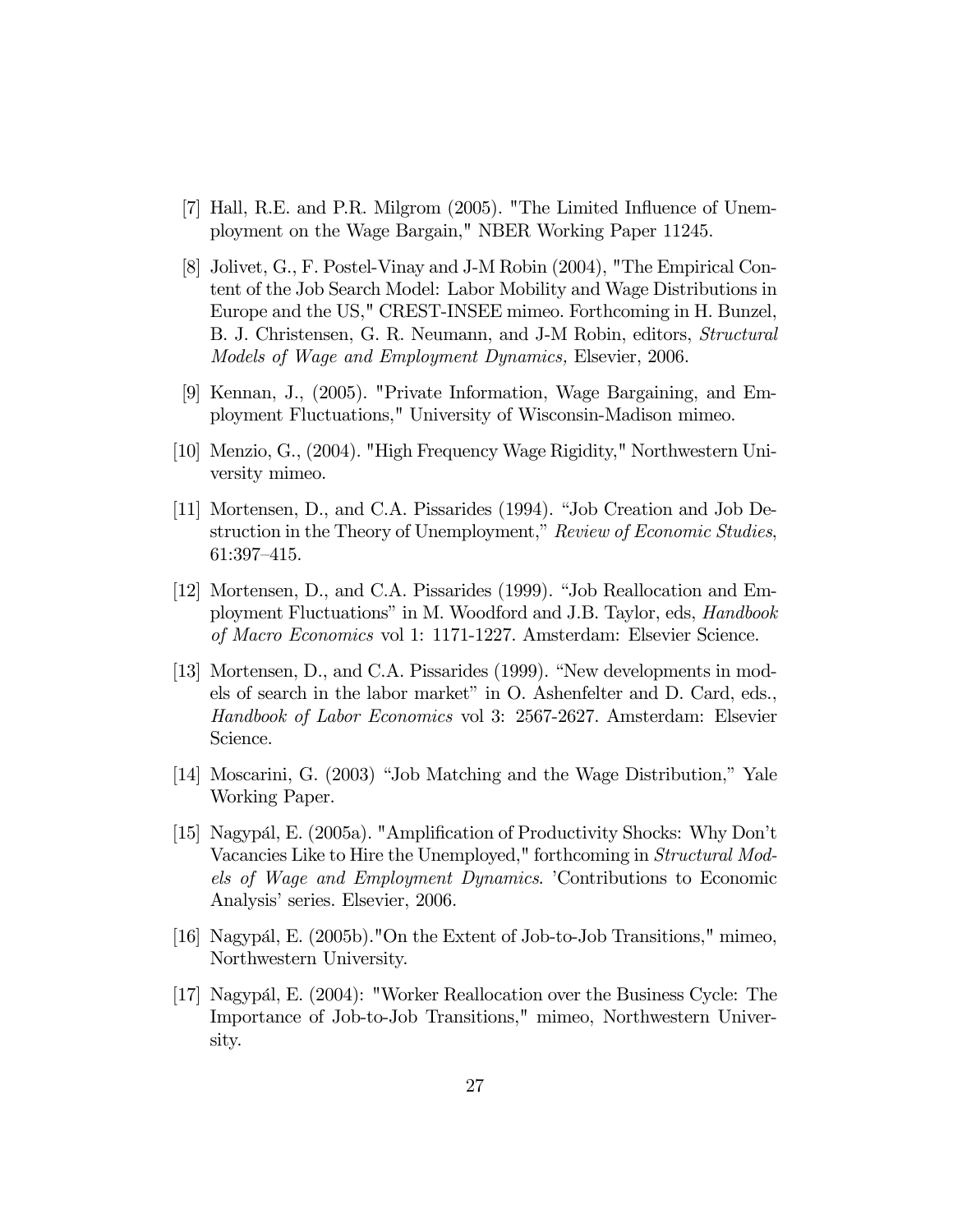[7] Hall, R.E. and P.R. Milgrom (2005). "The Limited Influence of Unemployment on the Wage Bargain," NBER Working Paper 11245.

[8] Jolivet, G., F. Postel-Vinay and J-M Robin (2004), "The Empirical Content of the Job Search Model: Labor Mobility and Wage Distributions in Europe and the US," CREST-INSEE mimeo. Forthcoming in H. Bunzel, B. J. Christensen, G. R. Neumann, and J-M Robin, editors, *Structural Models of Wage and Employment Dynamics,* Elsevier, 2006.

[9] Kennan, J., (2005). "Private Information, Wage Bargaining, and Employment Fluctuations," University of Wisconsin-Madison mimeo.

[10] Menzio, G., (2004). "High Frequency Wage Rigidity," Northwestern University mimeo.

[11] Mortensen, D., and C.A. Pissarides (1994). "Job Creation and Job Destruction in the Theory of Unemployment," *Review of Economic Studies*, 61:397–415.

[12] Mortensen, D., and C.A. Pissarides (1999). "Job Reallocation and Employment Fluctuations" in M. Woodford and J.B. Taylor, eds, *Handbook of Macro Economics* vol 1: 1171-1227. Amsterdam: Elsevier Science.

[13] Mortensen, D., and C.A. Pissarides (1999). "New developments in models of search in the labor market" in O. Ashenfelter and D. Card, eds., *Handbook of Labor Economics* vol 3: 2567-2627. Amsterdam: Elsevier Science.

[14] Moscarini, G. (2003) "Job Matching and the Wage Distribution," Yale Working Paper.

[15] Nagypál, E. (2005a). "Amplification of Productivity Shocks: Why Don't Vacancies Like to Hire the Unemployed," forthcoming in *Structural Models of Wage and Employment Dynamics*. 'Contributions to Economic Analysis' series. Elsevier, 2006.

[16] Nagypál, E. (2005b)."On the Extent of Job-to-Job Transitions," mimeo, Northwestern University.

[17] Nagypál, E. (2004): "Worker Reallocation over the Business Cycle: The Importance of Job-to-Job Transitions," mimeo, Northwestern University.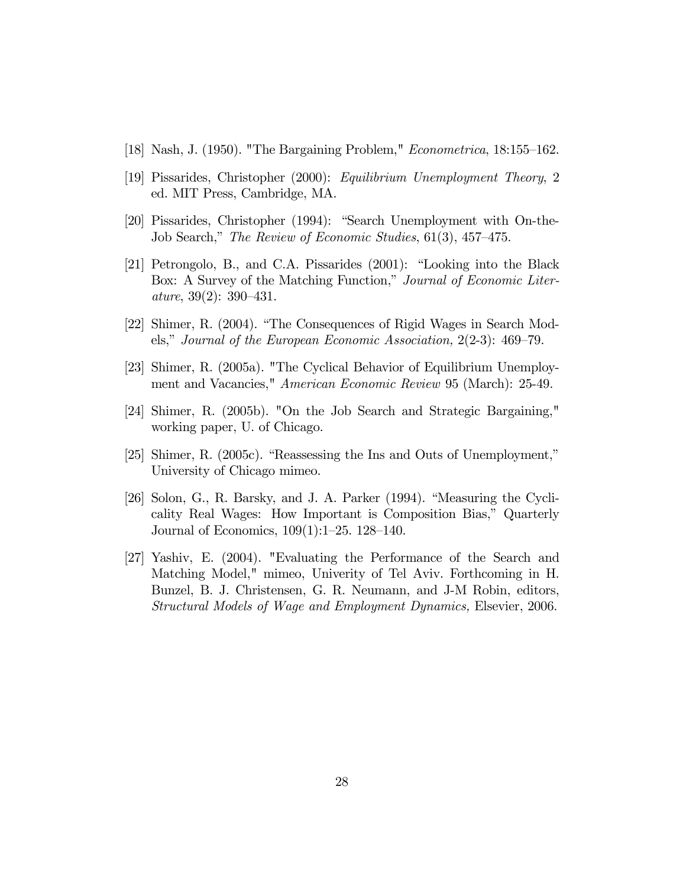[18] Nash, J. (1950). "The Bargaining Problem," *Econometrica*, 18:155–162.

[19] Pissarides, Christopher (2000): *Equilibrium Unemployment Theory*, 2 ed. MIT Press, Cambridge, MA.

[20] Pissarides, Christopher (1994): "Search Unemployment with On-the-Job Search," *The Review of Economic Studies*, 61(3), 457–475.

[21] Petrongolo, B., and C.A. Pissarides (2001): "Looking into the Black Box: A Survey of the Matching Function," *Journal of Economic Literature*, 39(2): 390–431.

[22] Shimer, R. (2004). "The Consequences of Rigid Wages in Search Models," *Journal of the European Economic Association*, 2(2-3): 469–79.

[23] Shimer, R. (2005a). "The Cyclical Behavior of Equilibrium Unemployment and Vacancies," *American Economic Review* 95 (March): 25-49.

[24] Shimer, R. (2005b). "On the Job Search and Strategic Bargaining," working paper, U. of Chicago.

[25] Shimer, R. (2005c). "Reassessing the Ins and Outs of Unemployment," University of Chicago mimeo.

[26] Solon, G., R. Barsky, and J. A. Parker (1994). "Measuring the Cyclicality Real Wages: How Important is Composition Bias," Quarterly Journal of Economics, 109(1):1–25. 128–140.

[27] Yashiv, E. (2004). "Evaluating the Performance of the Search and Matching Model," mimeo, Univerity of Tel Aviv. Forthcoming in H. Bunzel, B. J. Christensen, G. R. Neumann, and J-M Robin, editors, *Structural Models of Wage and Employment Dynamics,* Elsevier, 2006.